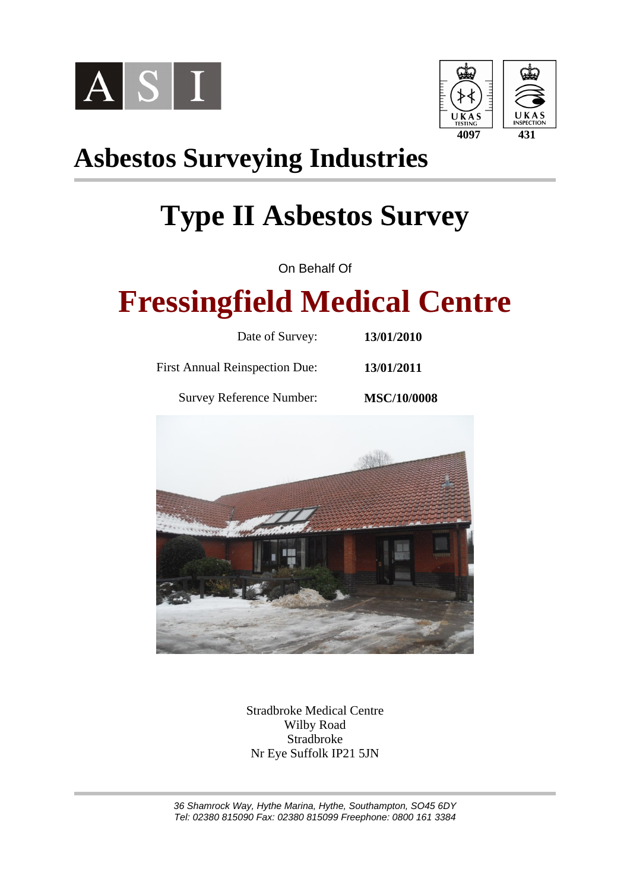ASI

UKAS TESTING 4097 | UKAS INSPECTION 431

# Asbestos Surveying Industries

# Type II Asbestos Survey

On Behalf Of

# Fressingfield Medical Centre

| | |
|---|---|
| Date of Survey: | **13/01/2010** |
| First Annual Reinspection Due: | **13/01/2011** |
| Survey Reference Number: | **MSC/10/0008** |

Stradbroke Medical Centre
Wilby Road
Stradbroke
Nr Eye Suffolk IP21 5JN

*36 Shamrock Way, Hythe Marina, Hythe, Southampton, SO45 6DY*
*Tel: 02380 815090 Fax: 02380 815099 Freephone: 0800 161 3384*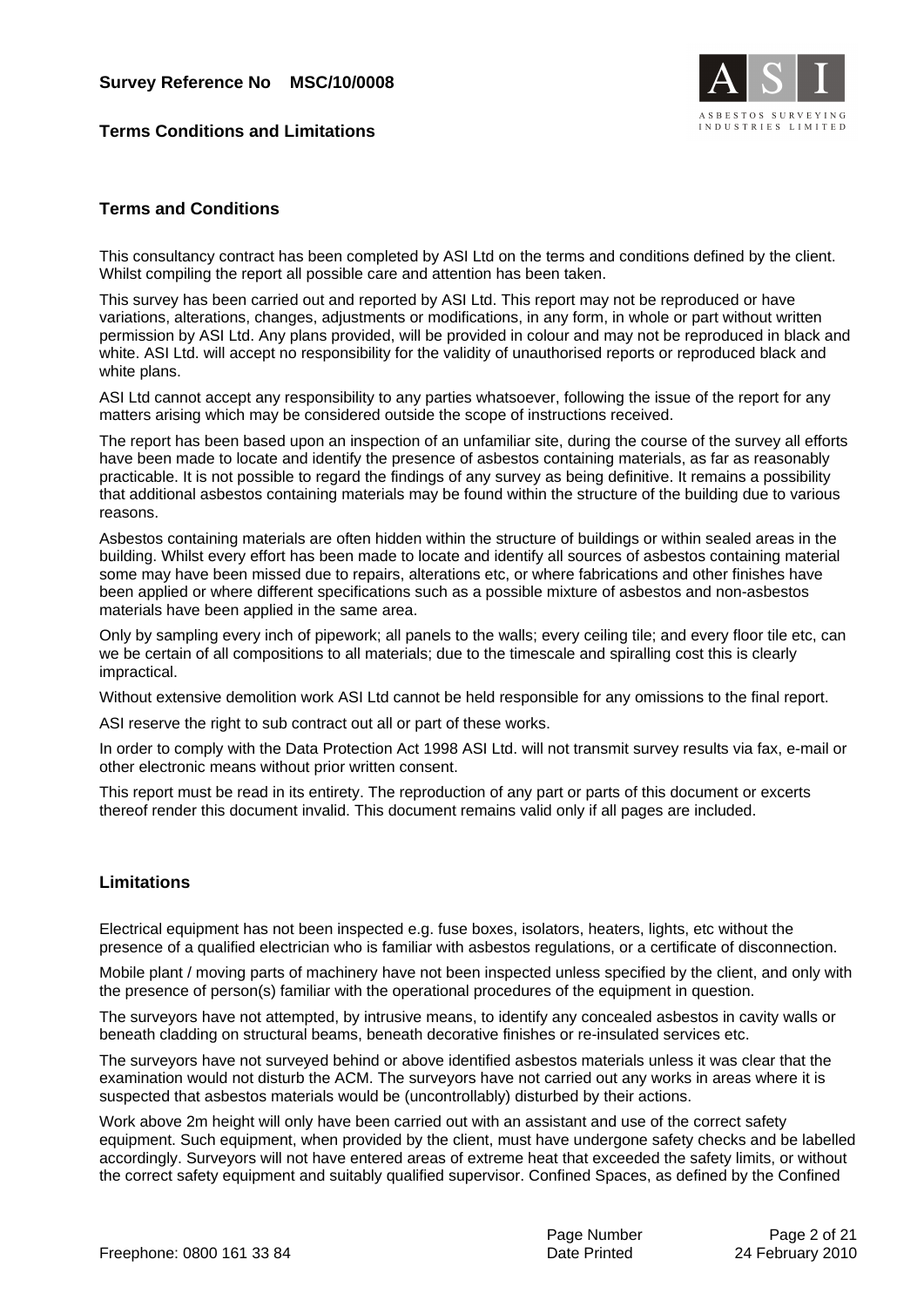## Terms Conditions and Limitations

### Terms and Conditions

This consultancy contract has been completed by ASI Ltd on the terms and conditions defined by the client. Whilst compiling the report all possible care and attention has been taken.

This survey has been carried out and reported by ASI Ltd. This report may not be reproduced or have variations, alterations, changes, adjustments or modifications, in any form, in whole or part without written permission by ASI Ltd. Any plans provided, will be provided in colour and may not be reproduced in black and white. ASI Ltd. will accept no responsibility for the validity of unauthorised reports or reproduced black and white plans.

ASI Ltd cannot accept any responsibility to any parties whatsoever, following the issue of the report for any matters arising which may be considered outside the scope of instructions received.

The report has been based upon an inspection of an unfamiliar site, during the course of the survey all efforts have been made to locate and identify the presence of asbestos containing materials, as far as reasonably practicable. It is not possible to regard the findings of any survey as being definitive. It remains a possibility that additional asbestos containing materials may be found within the structure of the building due to various reasons.

Asbestos containing materials are often hidden within the structure of buildings or within sealed areas in the building. Whilst every effort has been made to locate and identify all sources of asbestos containing material some may have been missed due to repairs, alterations etc, or where fabrications and other finishes have been applied or where different specifications such as a possible mixture of asbestos and non-asbestos materials have been applied in the same area.

Only by sampling every inch of pipework; all panels to the walls; every ceiling tile; and every floor tile etc, can we be certain of all compositions to all materials; due to the timescale and spiralling cost this is clearly impractical.

Without extensive demolition work ASI Ltd cannot be held responsible for any omissions to the final report.

ASI reserve the right to sub contract out all or part of these works.

In order to comply with the Data Protection Act 1998 ASI Ltd. will not transmit survey results via fax, e-mail or other electronic means without prior written consent.

This report must be read in its entirety. The reproduction of any part or parts of this document or excerts thereof render this document invalid. This document remains valid only if all pages are included.

### Limitations

Electrical equipment has not been inspected e.g. fuse boxes, isolators, heaters, lights, etc without the presence of a qualified electrician who is familiar with asbestos regulations, or a certificate of disconnection.

Mobile plant / moving parts of machinery have not been inspected unless specified by the client, and only with the presence of person(s) familiar with the operational procedures of the equipment in question.

The surveyors have not attempted, by intrusive means, to identify any concealed asbestos in cavity walls or beneath cladding on structural beams, beneath decorative finishes or re-insulated services etc.

The surveyors have not surveyed behind or above identified asbestos materials unless it was clear that the examination would not disturb the ACM. The surveyors have not carried out any works in areas where it is suspected that asbestos materials would be (uncontrollably) disturbed by their actions.

Work above 2m height will only have been carried out with an assistant and use of the correct safety equipment. Such equipment, when provided by the client, must have undergone safety checks and be labelled accordingly. Surveyors will not have entered areas of extreme heat that exceeded the safety limits, or without the correct safety equipment and suitably qualified supervisor. Confined Spaces, as defined by the Confined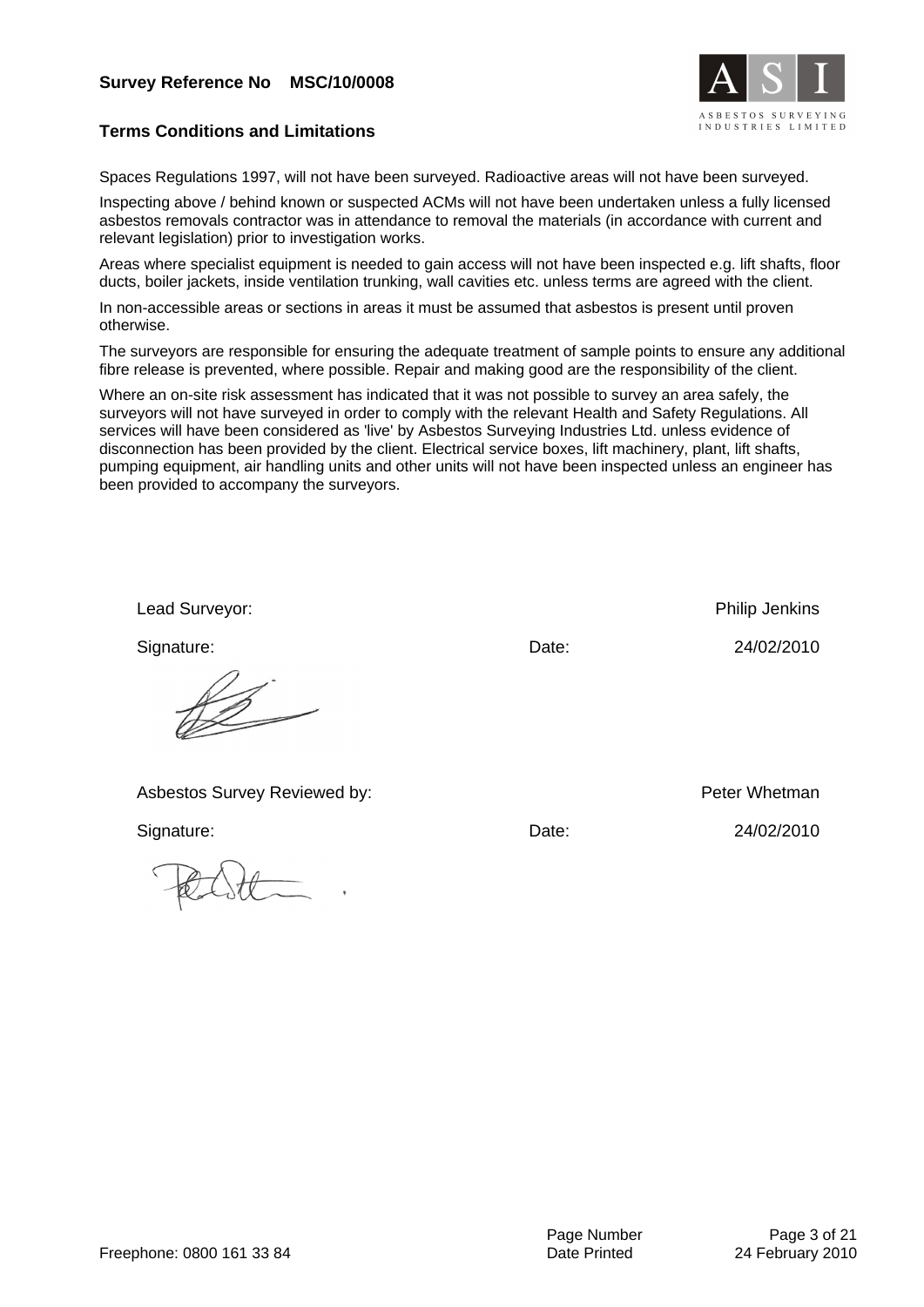**Survey Reference No MSC/10/0008**

**Terms Conditions and Limitations**

Spaces Regulations 1997, will not have been surveyed. Radioactive areas will not have been surveyed.

Inspecting above / behind known or suspected ACMs will not have been undertaken unless a fully licensed asbestos removals contractor was in attendance to removal the materials (in accordance with current and relevant legislation) prior to investigation works.

Areas where specialist equipment is needed to gain access will not have been inspected e.g. lift shafts, floor ducts, boiler jackets, inside ventilation trunking, wall cavities etc. unless terms are agreed with the client.

In non-accessible areas or sections in areas it must be assumed that asbestos is present until proven otherwise.

The surveyors are responsible for ensuring the adequate treatment of sample points to ensure any additional fibre release is prevented, where possible. Repair and making good are the responsibility of the client.

Where an on-site risk assessment has indicated that it was not possible to survey an area safely, the surveyors will not have surveyed in order to comply with the relevant Health and Safety Regulations. All services will have been considered as 'live' by Asbestos Surveying Industries Ltd. unless evidence of disconnection has been provided by the client. Electrical service boxes, lift machinery, plant, lift shafts, pumping equipment, air handling units and other units will not have been inspected unless an engineer has been provided to accompany the surveyors.

Lead Surveyor: Philip Jenkins

Signature: Date: 24/02/2010

Asbestos Survey Reviewed by: Peter Whetman

Signature: Date: 24/02/2010

Freephone: 0800 161 33 84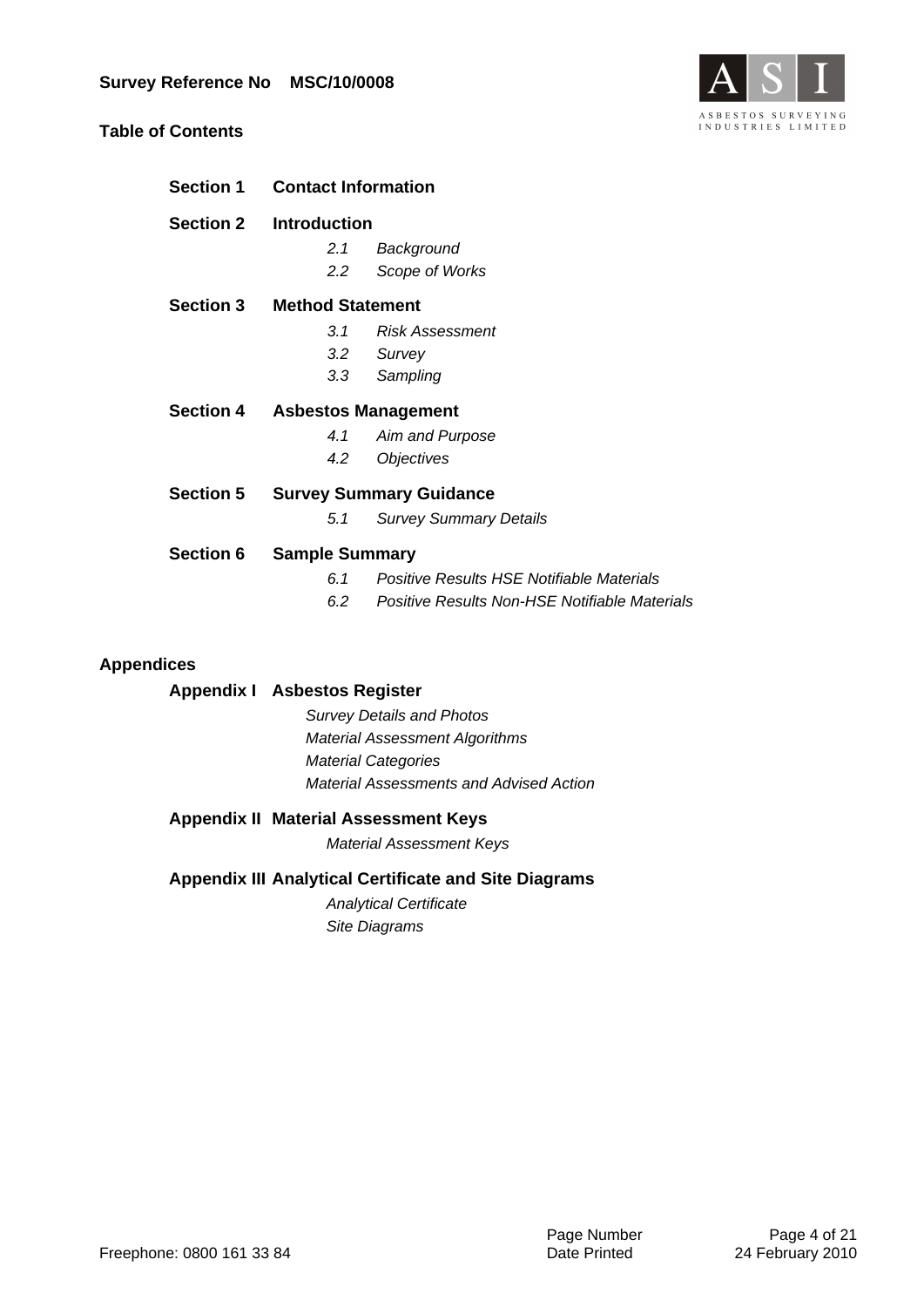**Survey Reference No MSC/10/0008**

## Table of Contents

**Section 1 Contact Information**

**Section 2 Introduction**

- *2.1 Background*
- *2.2 Scope of Works*

**Section 3 Method Statement**

- *3.1 Risk Assessment*
- *3.2 Survey*
- *3.3 Sampling*

**Section 4 Asbestos Management**

- *4.1 Aim and Purpose*
- *4.2 Objectives*

**Section 5 Survey Summary Guidance**

- *5.1 Survey Summary Details*

**Section 6 Sample Summary**

- *6.1 Positive Results HSE Notifiable Materials*
- *6.2 Positive Results Non-HSE Notifiable Materials*

## Appendices

**Appendix I Asbestos Register**

- *Survey Details and Photos*
- *Material Assessment Algorithms*
- *Material Categories*
- *Material Assessments and Advised Action*

**Appendix II Material Assessment Keys**

- *Material Assessment Keys*

**Appendix III Analytical Certificate and Site Diagrams**

- *Analytical Certificate*
- *Site Diagrams*

Freephone: 0800 161 33 84

Date Printed 24 February 2010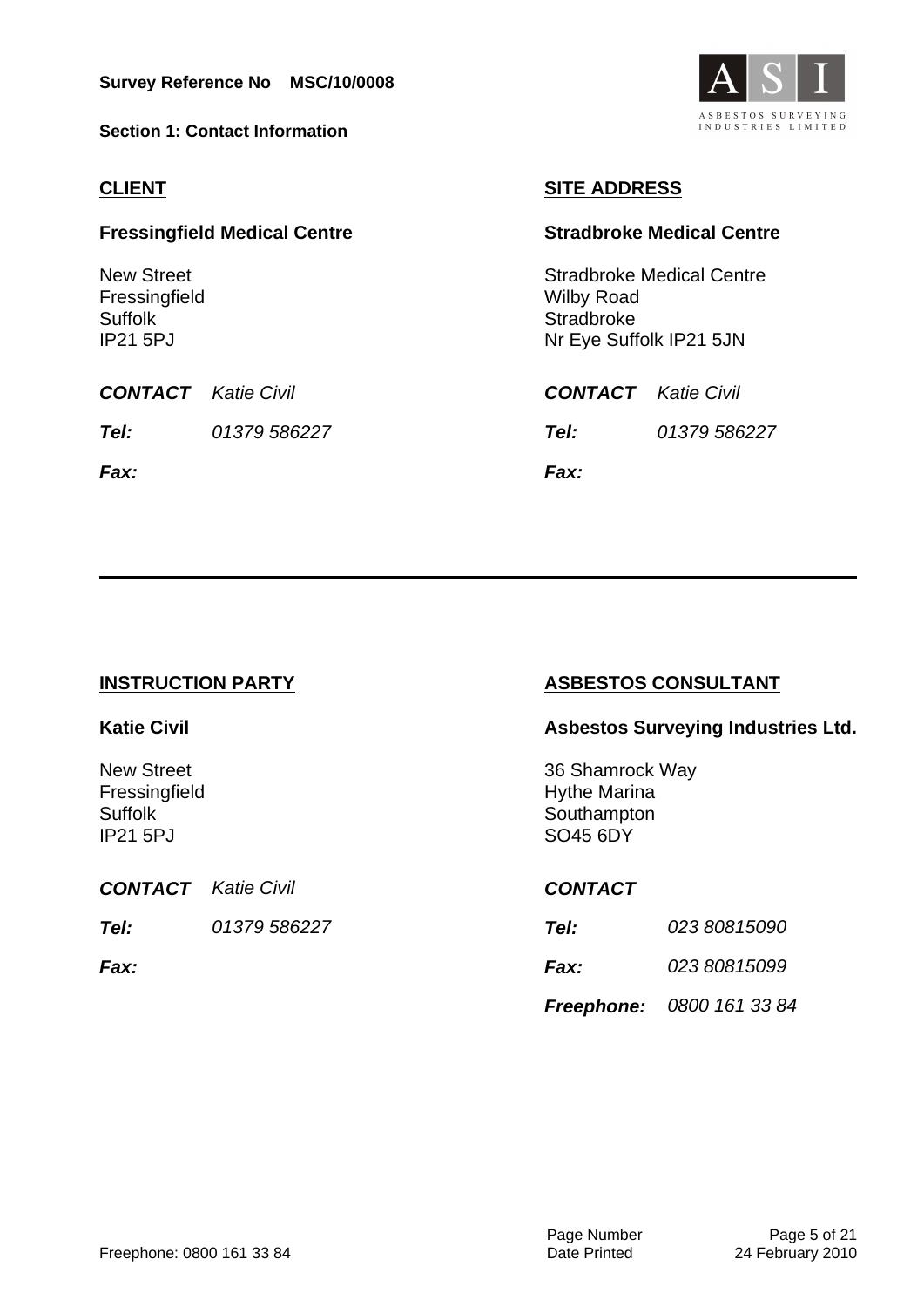**Survey Reference No MSC/10/0008**

**Section 1: Contact Information**

## CLIENT

**Fressingfield Medical Centre**

New Street
Fressingfield
Suffolk
IP21 5PJ

| | |
|---|---|
| ***CONTACT*** | *Katie Civil* |
| ***Tel:*** | *01379 586227* |
| ***Fax:*** | |

## SITE ADDRESS

**Stradbroke Medical Centre**

Stradbroke Medical Centre
Wilby Road
Stradbroke
Nr Eye Suffolk IP21 5JN

| | |
|---|---|
| ***CONTACT*** | *Katie Civil* |
| ***Tel:*** | *01379 586227* |
| ***Fax:*** | |

---

## INSTRUCTION PARTY

**Katie Civil**

New Street
Fressingfield
Suffolk
IP21 5PJ

| | |
|---|---|
| ***CONTACT*** | *Katie Civil* |
| ***Tel:*** | *01379 586227* |
| ***Fax:*** | |

## ASBESTOS CONSULTANT

**Asbestos Surveying Industries Ltd.**

36 Shamrock Way
Hythe Marina
Southampton
SO45 6DY

| | |
|---|---|
| ***CONTACT*** | |
| ***Tel:*** | *023 80815090* |
| ***Fax:*** | *023 80815099* |
| ***Freephone:*** | *0800 161 33 84* |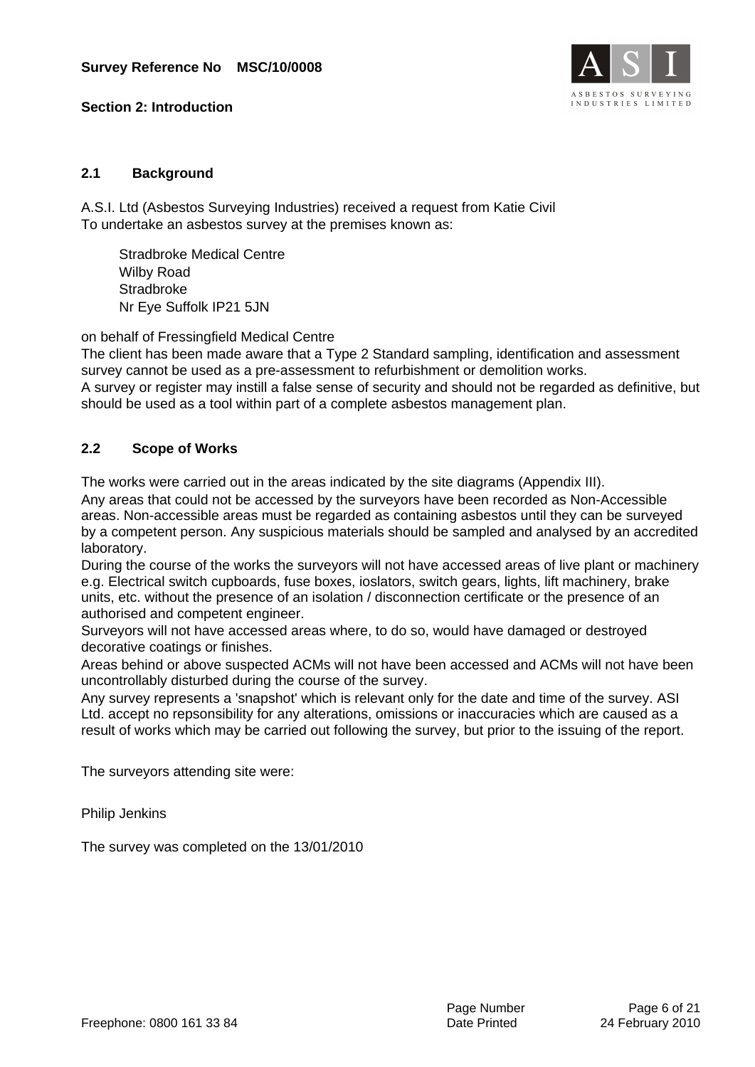## Section 2: Introduction

### 2.1 Background

A.S.I. Ltd (Asbestos Surveying Industries) received a request from Katie Civil
To undertake an asbestos survey at the premises known as:

Stradbroke Medical Centre
Wilby Road
Stradbroke
Nr Eye Suffolk IP21 5JN

on behalf of Fressingfield Medical Centre
The client has been made aware that a Type 2 Standard sampling, identification and assessment survey cannot be used as a pre-assessment to refurbishment or demolition works.
A survey or register may instill a false sense of security and should not be regarded as definitive, but should be used as a tool within part of a complete asbestos management plan.

### 2.2 Scope of Works

The works were carried out in the areas indicated by the site diagrams (Appendix III).
Any areas that could not be accessed by the surveyors have been recorded as Non-Accessible areas. Non-accessible areas must be regarded as containing asbestos until they can be surveyed by a competent person. Any suspicious materials should be sampled and analysed by an accredited laboratory.
During the course of the works the surveyors will not have accessed areas of live plant or machinery e.g. Electrical switch cupboards, fuse boxes, ioslators, switch gears, lights, lift machinery, brake units, etc. without the presence of an isolation / disconnection certificate or the presence of an authorised and competent engineer.
Surveyors will not have accessed areas where, to do so, would have damaged or destroyed decorative coatings or finishes.
Areas behind or above suspected ACMs will not have been accessed and ACMs will not have been uncontrollably disturbed during the course of the survey.
Any survey represents a 'snapshot' which is relevant only for the date and time of the survey. ASI Ltd. accept no repsonsibility for any alterations, omissions or inaccuracies which are caused as a result of works which may be carried out following the survey, but prior to the issuing of the report.

The surveyors attending site were:

Philip Jenkins

The survey was completed on the 13/01/2010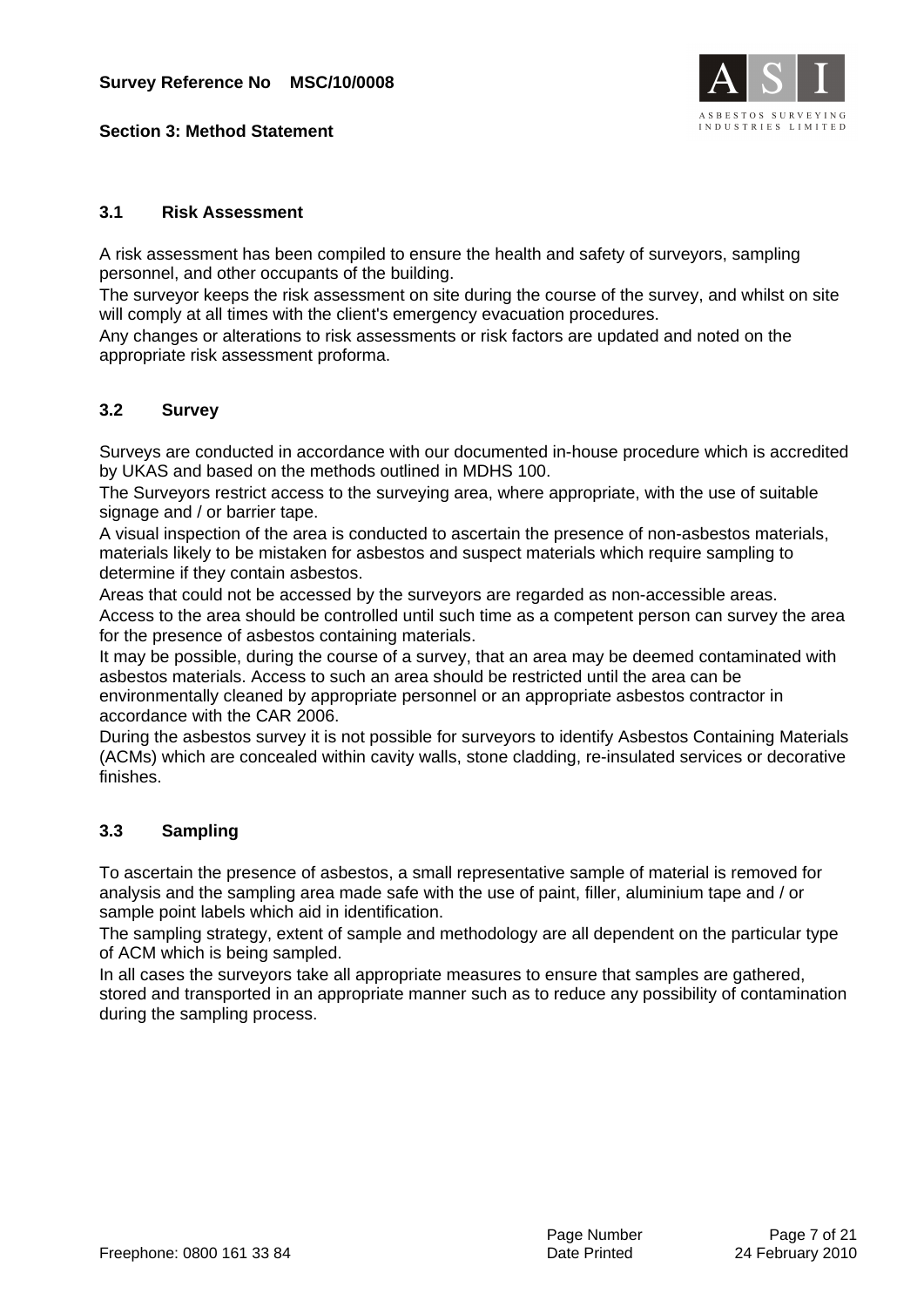**Survey Reference No MSC/10/0008**

## Section 3: Method Statement

### 3.1 Risk Assessment

A risk assessment has been compiled to ensure the health and safety of surveyors, sampling personnel, and other occupants of the building.
The surveyor keeps the risk assessment on site during the course of the survey, and whilst on site will comply at all times with the client's emergency evacuation procedures.
Any changes or alterations to risk assessments or risk factors are updated and noted on the appropriate risk assessment proforma.

### 3.2 Survey

Surveys are conducted in accordance with our documented in-house procedure which is accredited by UKAS and based on the methods outlined in MDHS 100.
The Surveyors restrict access to the surveying area, where appropriate, with the use of suitable signage and / or barrier tape.
A visual inspection of the area is conducted to ascertain the presence of non-asbestos materials, materials likely to be mistaken for asbestos and suspect materials which require sampling to determine if they contain asbestos.
Areas that could not be accessed by the surveyors are regarded as non-accessible areas.
Access to the area should be controlled until such time as a competent person can survey the area for the presence of asbestos containing materials.
It may be possible, during the course of a survey, that an area may be deemed contaminated with asbestos materials. Access to such an area should be restricted until the area can be environmentally cleaned by appropriate personnel or an appropriate asbestos contractor in accordance with the CAR 2006.
During the asbestos survey it is not possible for surveyors to identify Asbestos Containing Materials (ACMs) which are concealed within cavity walls, stone cladding, re-insulated services or decorative finishes.

### 3.3 Sampling

To ascertain the presence of asbestos, a small representative sample of material is removed for analysis and the sampling area made safe with the use of paint, filler, aluminium tape and / or sample point labels which aid in identification.
The sampling strategy, extent of sample and methodology are all dependent on the particular type of ACM which is being sampled.
In all cases the surveyors take all appropriate measures to ensure that samples are gathered, stored and transported in an appropriate manner such as to reduce any possibility of contamination during the sampling process.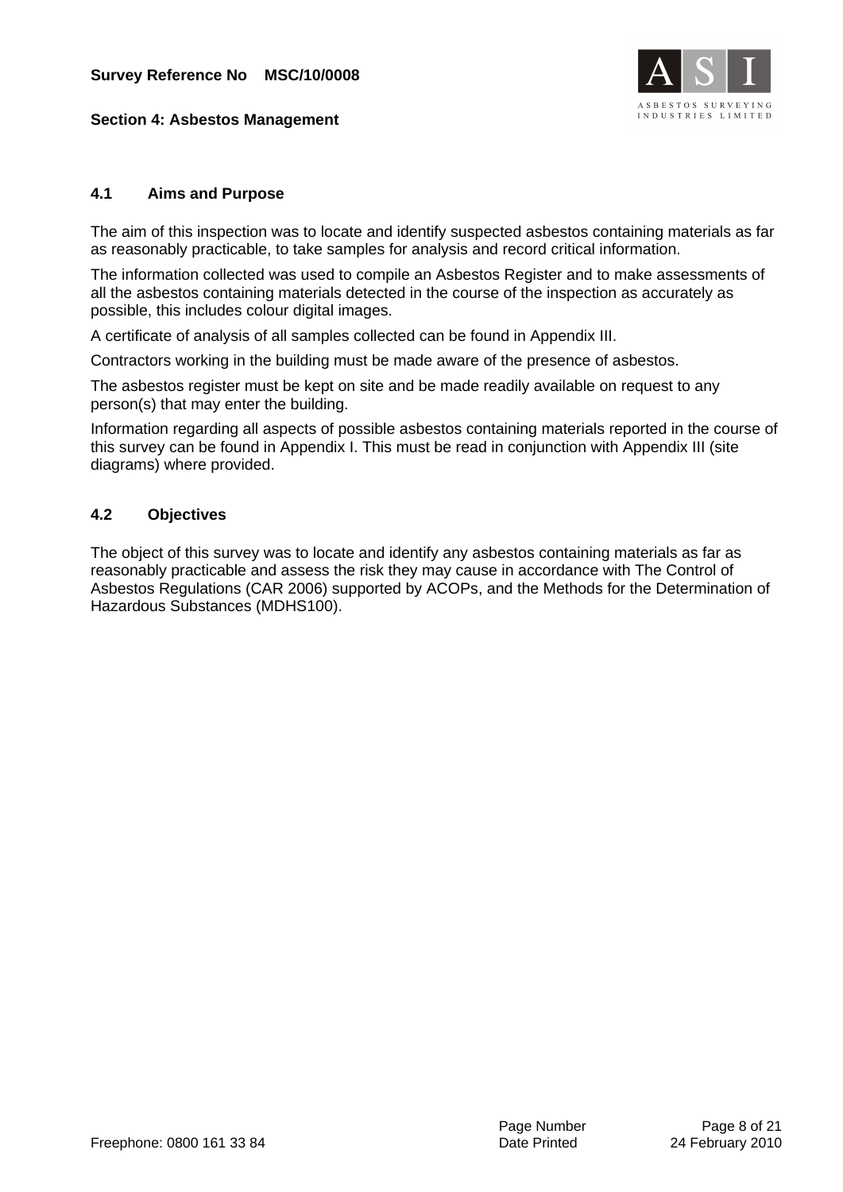## Section 4: Asbestos Management

### 4.1 Aims and Purpose

The aim of this inspection was to locate and identify suspected asbestos containing materials as far as reasonably practicable, to take samples for analysis and record critical information.

The information collected was used to compile an Asbestos Register and to make assessments of all the asbestos containing materials detected in the course of the inspection as accurately as possible, this includes colour digital images.

A certificate of analysis of all samples collected can be found in Appendix III.

Contractors working in the building must be made aware of the presence of asbestos.

The asbestos register must be kept on site and be made readily available on request to any person(s) that may enter the building.

Information regarding all aspects of possible asbestos containing materials reported in the course of this survey can be found in Appendix I. This must be read in conjunction with Appendix III (site diagrams) where provided.

### 4.2 Objectives

The object of this survey was to locate and identify any asbestos containing materials as far as reasonably practicable and assess the risk they may cause in accordance with The Control of Asbestos Regulations (CAR 2006) supported by ACOPs, and the Methods for the Determination of Hazardous Substances (MDHS100).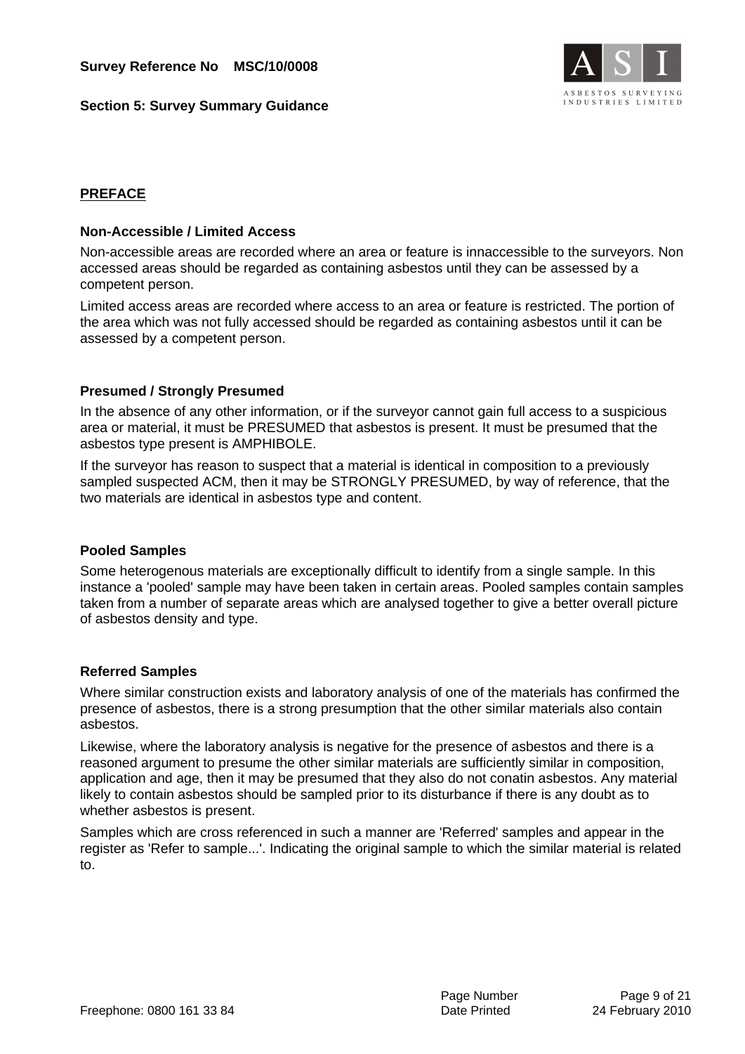## PREFACE

### Non-Accessible / Limited Access

Non-accessible areas are recorded where an area or feature is innaccessible to the surveyors. Non accessed areas should be regarded as containing asbestos until they can be assessed by a competent person.

Limited access areas are recorded where access to an area or feature is restricted. The portion of the area which was not fully accessed should be regarded as containing asbestos until it can be assessed by a competent person.

### Presumed / Strongly Presumed

In the absence of any other information, or if the surveyor cannot gain full access to a suspicious area or material, it must be PRESUMED that asbestos is present. It must be presumed that the asbestos type present is AMPHIBOLE.

If the surveyor has reason to suspect that a material is identical in composition to a previously sampled suspected ACM, then it may be STRONGLY PRESUMED, by way of reference, that the two materials are identical in asbestos type and content.

### Pooled Samples

Some heterogenous materials are exceptionally difficult to identify from a single sample. In this instance a 'pooled' sample may have been taken in certain areas. Pooled samples contain samples taken from a number of separate areas which are analysed together to give a better overall picture of asbestos density and type.

### Referred Samples

Where similar construction exists and laboratory analysis of one of the materials has confirmed the presence of asbestos, there is a strong presumption that the other similar materials also contain asbestos.

Likewise, where the laboratory analysis is negative for the presence of asbestos and there is a reasoned argument to presume the other similar materials are sufficiently similar in composition, application and age, then it may be presumed that they also do not conatin asbestos. Any material likely to contain asbestos should be sampled prior to its disturbance if there is any doubt as to whether asbestos is present.

Samples which are cross referenced in such a manner are 'Referred' samples and appear in the register as 'Refer to sample...'. Indicating the original sample to which the similar material is related to.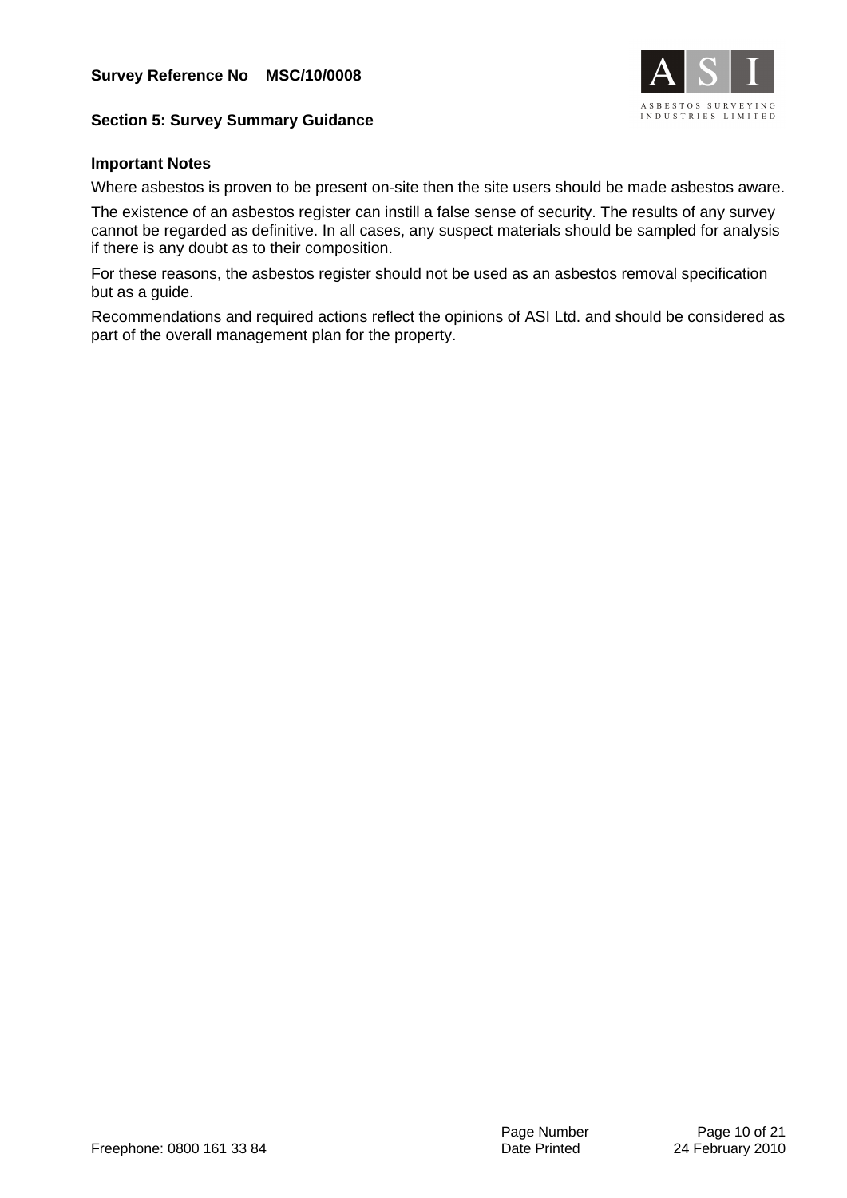## Section 5: Survey Summary Guidance

### Important Notes

Where asbestos is proven to be present on-site then the site users should be made asbestos aware.

The existence of an asbestos register can instill a false sense of security. The results of any survey cannot be regarded as definitive. In all cases, any suspect materials should be sampled for analysis if there is any doubt as to their composition.

For these reasons, the asbestos register should not be used as an asbestos removal specification but as a guide.

Recommendations and required actions reflect the opinions of ASI Ltd. and should be considered as part of the overall management plan for the property.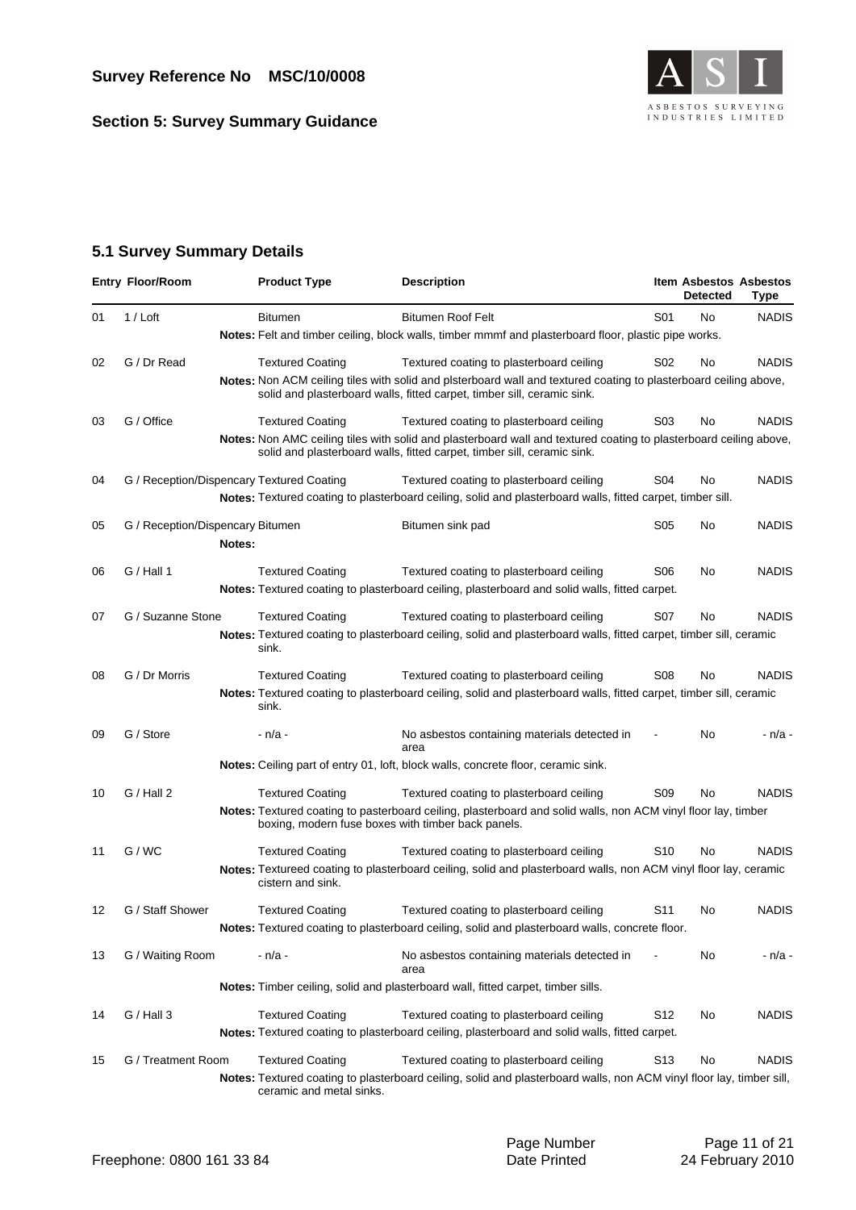## Section 5: Survey Summary Guidance

### 5.1 Survey Summary Details

| Entry | Floor/Room | Product Type | Description | Item | Asbestos Detected | Asbestos Type |
|---|---|---|---|---|---|---|
| 01 | 1 / Loft | Bitumen | Bitumen Roof Felt | S01 | No | NADIS |
| | | **Notes:** Felt and timber ceiling, block walls, timber mmmf and plasterboard floor, plastic pipe works. | | | | |
| 02 | G / Dr Read | Textured Coating | Textured coating to plasterboard ceiling | S02 | No | NADIS |
| | | **Notes:** Non ACM ceiling tiles with solid and plsterboard wall and textured coating to plasterboard ceiling above, solid and plasterboard walls, fitted carpet, timber sill, ceramic sink. | | | | |
| 03 | G / Office | Textured Coating | Textured coating to plasterboard ceiling | S03 | No | NADIS |
| | | **Notes:** Non AMC ceiling tiles with solid and plasterboard wall and textured coating to plasterboard ceiling above, solid and plasterboard walls, fitted carpet, timber sill, ceramic sink. | | | | |
| 04 | G / Reception/Dispencary | Textured Coating | Textured coating to plasterboard ceiling | S04 | No | NADIS |
| | | **Notes:** Textured coating to plasterboard ceiling, solid and plasterboard walls, fitted carpet, timber sill. | | | | |
| 05 | G / Reception/Dispencary | Bitumen | Bitumen sink pad | S05 | No | NADIS |
| | | **Notes:** | | | | |
| 06 | G / Hall 1 | Textured Coating | Textured coating to plasterboard ceiling | S06 | No | NADIS |
| | | **Notes:** Textured coating to plasterboard ceiling, plasterboard and solid walls, fitted carpet. | | | | |
| 07 | G / Suzanne Stone | Textured Coating | Textured coating to plasterboard ceiling | S07 | No | NADIS |
| | | **Notes:** Textured coating to plasterboard ceiling, solid and plasterboard walls, fitted carpet, timber sill, ceramic sink. | | | | |
| 08 | G / Dr Morris | Textured Coating | Textured coating to plasterboard ceiling | S08 | No | NADIS |
| | | **Notes:** Textured coating to plasterboard ceiling, solid and plasterboard walls, fitted carpet, timber sill, ceramic sink. | | | | |
| 09 | G / Store | - n/a - | No asbestos containing materials detected in area | - | No | - n/a - |
| | | **Notes:** Ceiling part of entry 01, loft, block walls, concrete floor, ceramic sink. | | | | |
| 10 | G / Hall 2 | Textured Coating | Textured coating to plasterboard ceiling | S09 | No | NADIS |
| | | **Notes:** Textured coating to pasterboard ceiling, plasterboard and solid walls, non ACM vinyl floor lay, timber boxing, modern fuse boxes with timber back panels. | | | | |
| 11 | G / WC | Textured Coating | Textured coating to plasterboard ceiling | S10 | No | NADIS |
| | | **Notes:** Textureed coating to plasterboard ceiling, solid and plasterboard walls, non ACM vinyl floor lay, ceramic cistern and sink. | | | | |
| 12 | G / Staff Shower | Textured Coating | Textured coating to plasterboard ceiling | S11 | No | NADIS |
| | | **Notes:** Textured coating to plasterboard ceiling, solid and plasterboard walls, concrete floor. | | | | |
| 13 | G / Waiting Room | - n/a - | No asbestos containing materials detected in area | - | No | - n/a - |
| | | **Notes:** Timber ceiling, solid and plasterboard wall, fitted carpet, timber sills. | | | | |
| 14 | G / Hall 3 | Textured Coating | Textured coating to plasterboard ceiling | S12 | No | NADIS |
| | | **Notes:** Textured coating to plasterboard ceiling, plasterboard and solid walls, fitted carpet. | | | | |
| 15 | G / Treatment Room | Textured Coating | Textured coating to plasterboard ceiling | S13 | No | NADIS |
| | | **Notes:** Textured coating to plasterboard ceiling, solid and plasterboard walls, non ACM vinyl floor lay, timber sill, ceramic and metal sinks. | | | | |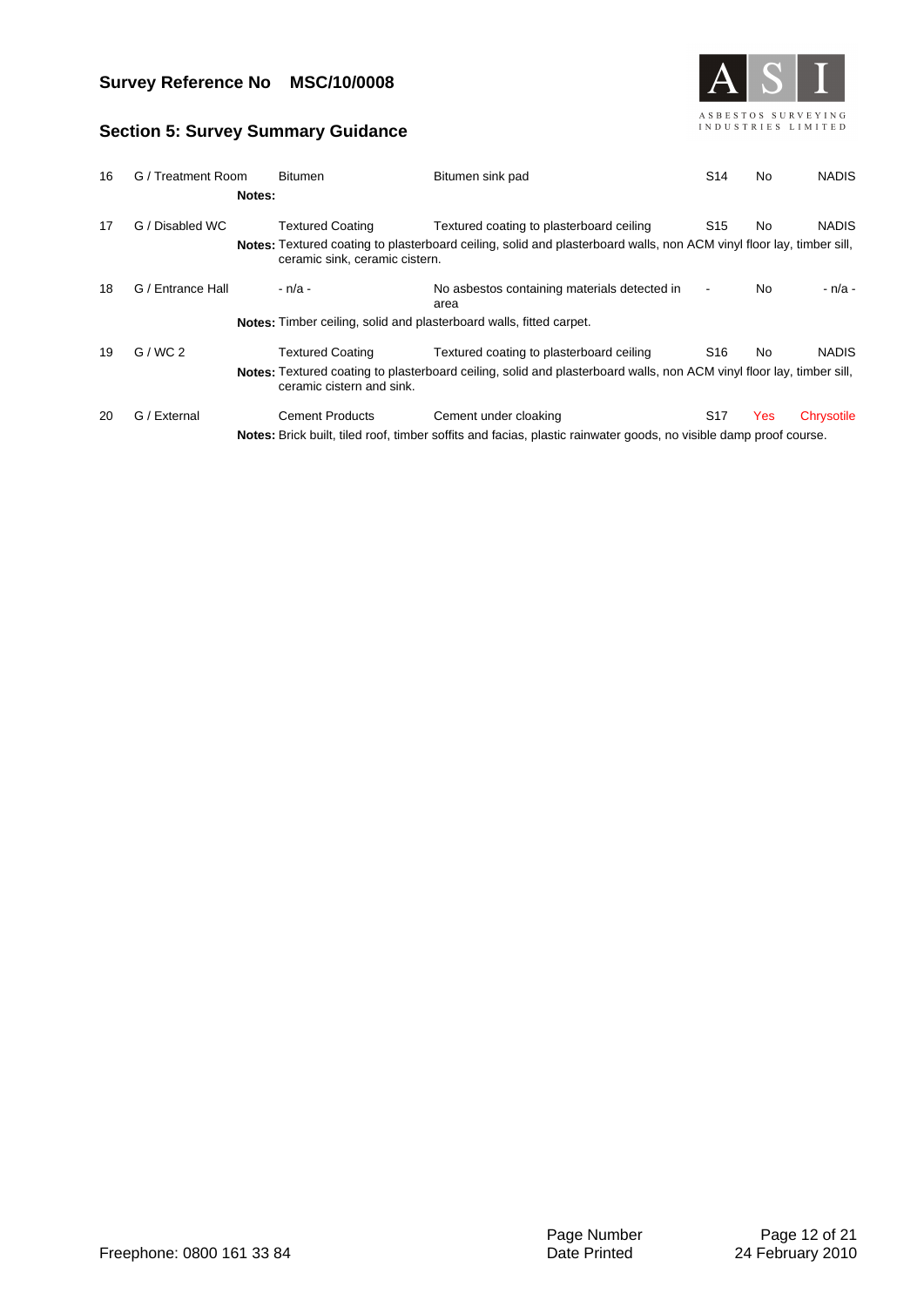**Survey Reference No MSC/10/0008**

## Section 5: Survey Summary Guidance

| No | Location | Material | Description | Sample | Asbestos | Type |
|---|---|---|---|---|---|---|
| 16 | G / Treatment Room | Bitumen | Bitumen sink pad | S14 | No | NADIS |
| | | **Notes:** | | | | |
| 17 | G / Disabled WC | Textured Coating | Textured coating to plasterboard ceiling | S15 | No | NADIS |
| | | **Notes:** Textured coating to plasterboard ceiling, solid and plasterboard walls, non ACM vinyl floor lay, timber sill, ceramic sink, ceramic cistern. | | | | |
| 18 | G / Entrance Hall | - n/a - | No asbestos containing materials detected in area | - | No | - n/a - |
| | | **Notes:** Timber ceiling, solid and plasterboard walls, fitted carpet. | | | | |
| 19 | G / WC 2 | Textured Coating | Textured coating to plasterboard ceiling | S16 | No | NADIS |
| | | **Notes:** Textured coating to plasterboard ceiling, solid and plasterboard walls, non ACM vinyl floor lay, timber sill, ceramic cistern and sink. | | | | |
| 20 | G / External | Cement Products | Cement under cloaking | S17 | Yes | Chrysotile |
| | | **Notes:** Brick built, tiled roof, timber soffits and facias, plastic rainwater goods, no visible damp proof course. | | | | |

Freephone: 0800 161 33 84

Date Printed 24 February 2010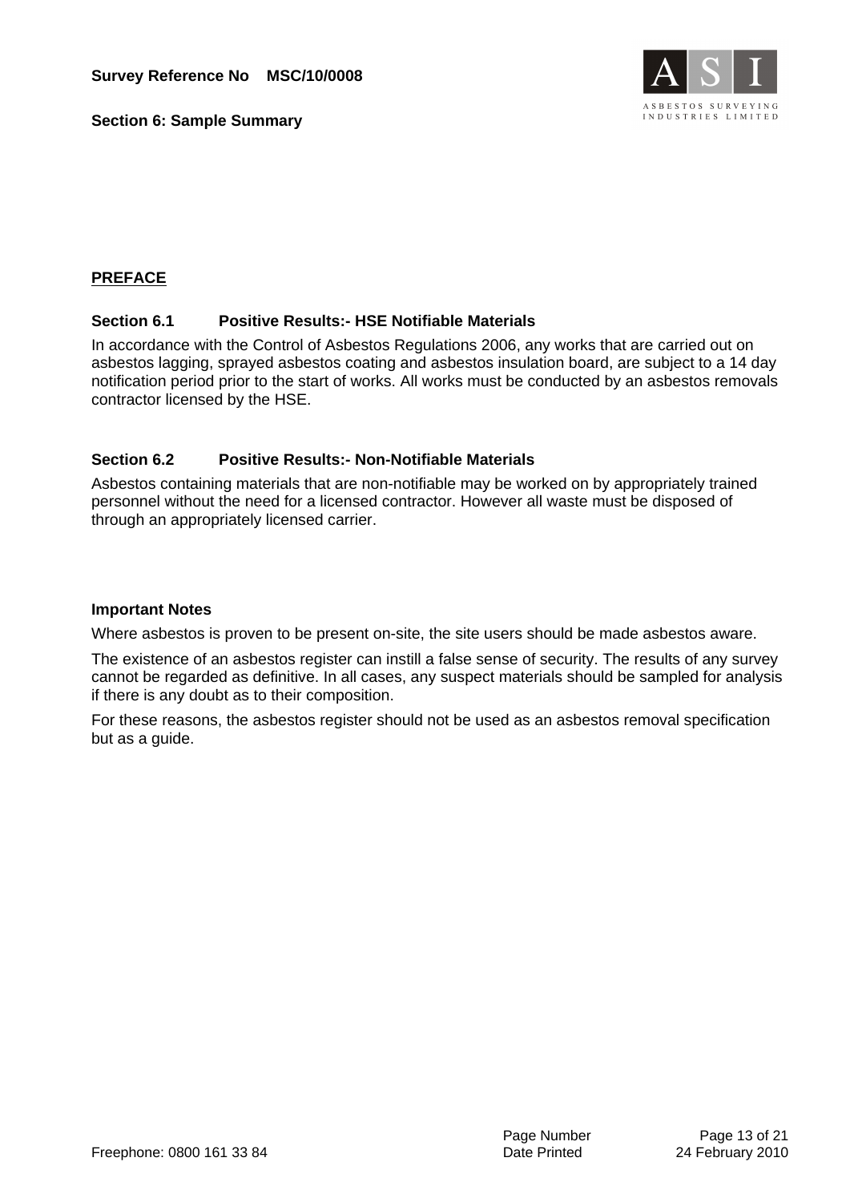**Survey Reference No MSC/10/0008**

**Section 6: Sample Summary**

## PREFACE

### Section 6.1 Positive Results:- HSE Notifiable Materials

In accordance with the Control of Asbestos Regulations 2006, any works that are carried out on asbestos lagging, sprayed asbestos coating and asbestos insulation board, are subject to a 14 day notification period prior to the start of works. All works must be conducted by an asbestos removals contractor licensed by the HSE.

### Section 6.2 Positive Results:- Non-Notifiable Materials

Asbestos containing materials that are non-notifiable may be worked on by appropriately trained personnel without the need for a licensed contractor. However all waste must be disposed of through an appropriately licensed carrier.

### Important Notes

Where asbestos is proven to be present on-site, the site users should be made asbestos aware.

The existence of an asbestos register can instill a false sense of security. The results of any survey cannot be regarded as definitive. In all cases, any suspect materials should be sampled for analysis if there is any doubt as to their composition.

For these reasons, the asbestos register should not be used as an asbestos removal specification but as a guide.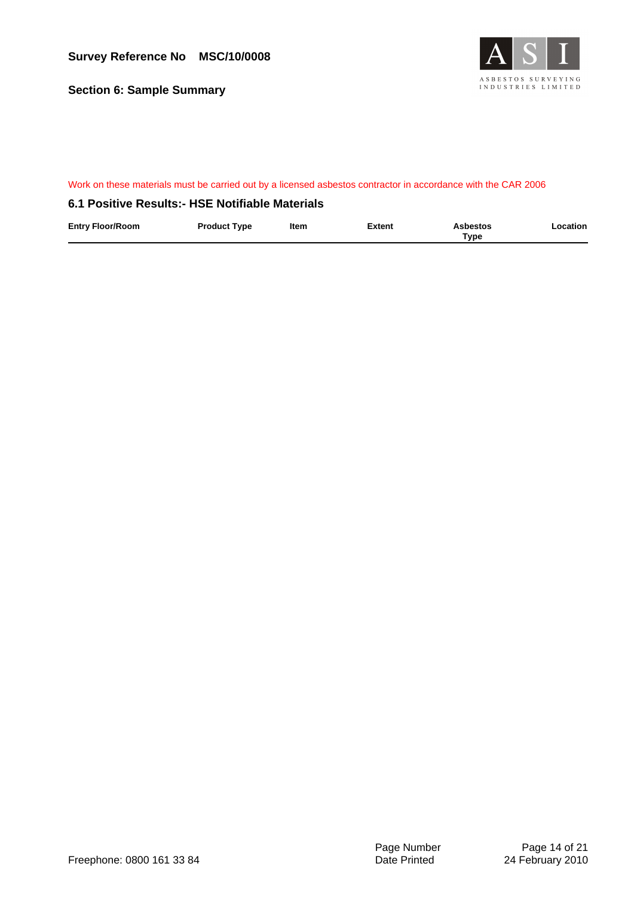Work on these materials must be carried out by a licensed asbestos contractor in accordance with the CAR 2006

## 6.1 Positive Results:- HSE Notifiable Materials

| Entry Floor/Room | Product Type | Item | Extent | Asbestos Type | Location |
|---|---|---|---|---|---|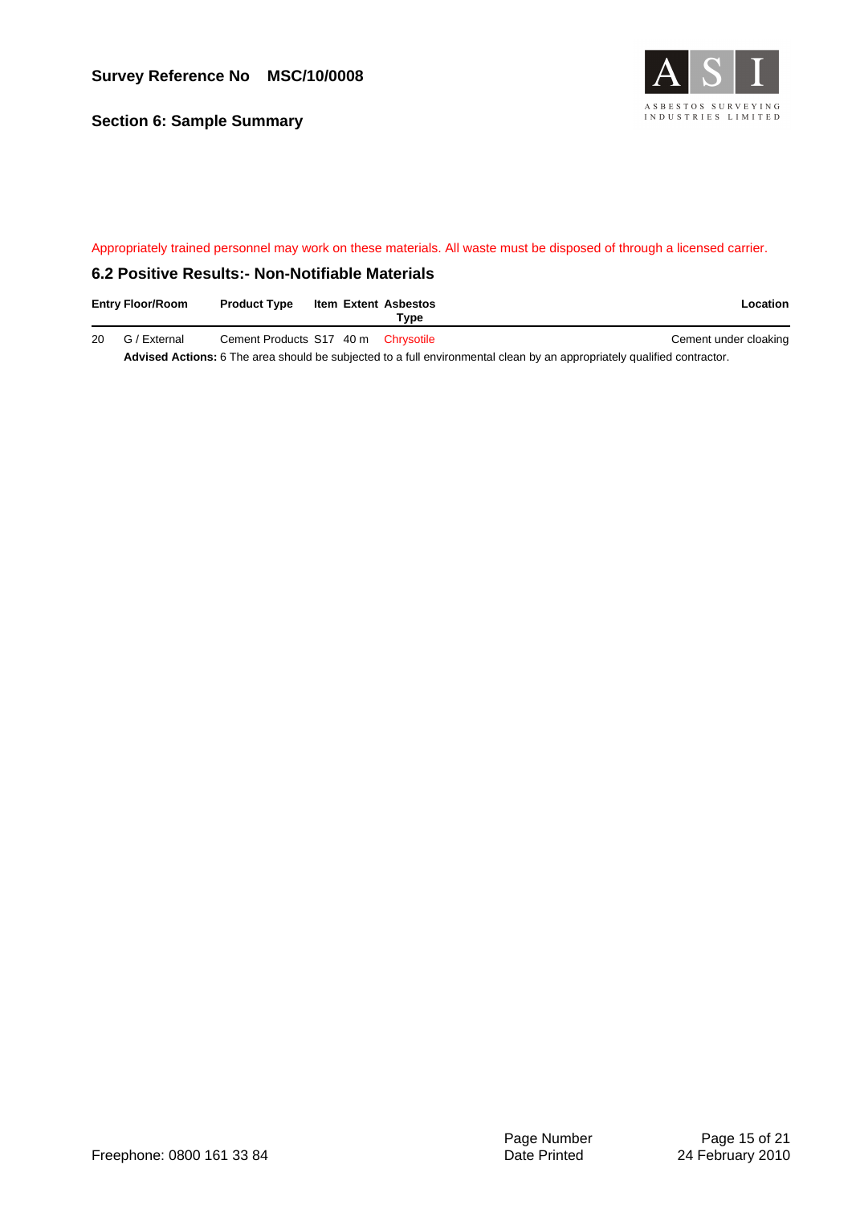**Survey Reference No MSC/10/0008**

**Section 6: Sample Summary**

Appropriately trained personnel may work on these materials. All waste must be disposed of through a licensed carrier.

## 6.2 Positive Results:- Non-Notifiable Materials

| Entry | Floor/Room | Product Type | Item | Extent | Asbestos Type | Location |
|---|---|---|---|---|---|---|
| 20 | G / External | Cement Products | S17 | 40 m | Chrysotile | Cement under cloaking |

**Advised Actions:** 6 The area should be subjected to a full environmental clean by an appropriately qualified contractor.

Freephone: 0800 161 33 84

Date Printed 24 February 2010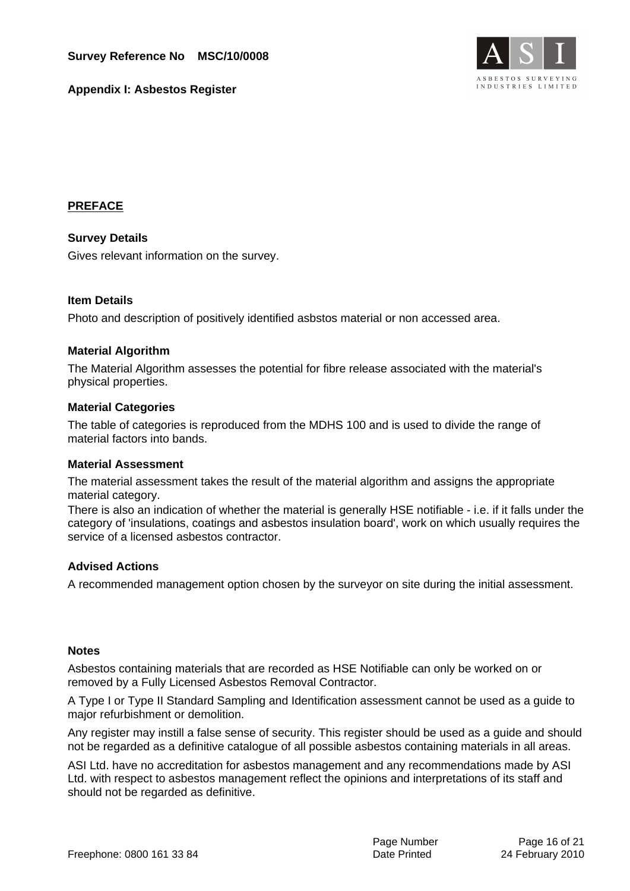## PREFACE

### Survey Details

Gives relevant information on the survey.

### Item Details

Photo and description of positively identified asbstos material or non accessed area.

### Material Algorithm

The Material Algorithm assesses the potential for fibre release associated with the material's physical properties.

### Material Categories

The table of categories is reproduced from the MDHS 100 and is used to divide the range of material factors into bands.

### Material Assessment

The material assessment takes the result of the material algorithm and assigns the appropriate material category.
There is also an indication of whether the material is generally HSE notifiable - i.e. if it falls under the category of 'insulations, coatings and asbestos insulation board', work on which usually requires the service of a licensed asbestos contractor.

### Advised Actions

A recommended management option chosen by the surveyor on site during the initial assessment.

### Notes

Asbestos containing materials that are recorded as HSE Notifiable can only be worked on or removed by a Fully Licensed Asbestos Removal Contractor.

A Type I or Type II Standard Sampling and Identification assessment cannot be used as a guide to major refurbishment or demolition.

Any register may instill a false sense of security. This register should be used as a guide and should not be regarded as a definitive catalogue of all possible asbestos containing materials in all areas.

ASI Ltd. have no accreditation for asbestos management and any recommendations made by ASI Ltd. with respect to asbestos management reflect the opinions and interpretations of its staff and should not be regarded as definitive.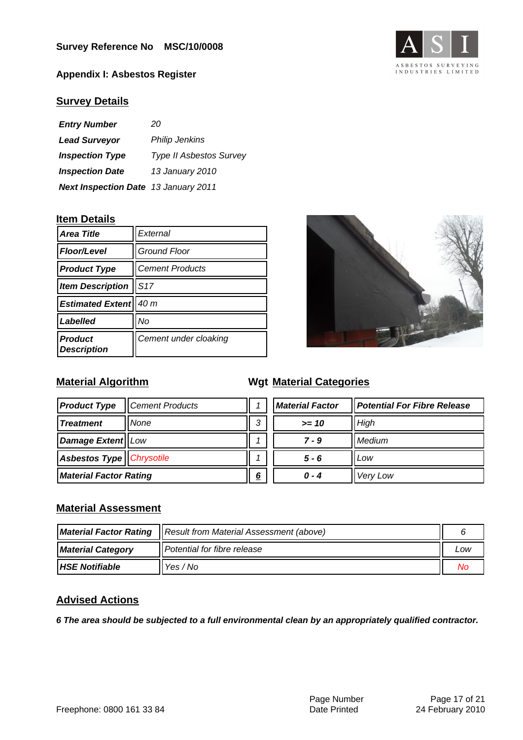**Survey Reference No MSC/10/0008**

**Appendix I: Asbestos Register**

## Survey Details

| | |
|---|---|
| ***Entry Number*** | *20* |
| ***Lead Surveyor*** | *Philip Jenkins* |
| ***Inspection Type*** | *Type II Asbestos Survey* |
| ***Inspection Date*** | *13 January 2010* |
| ***Next Inspection Date*** | *13 January 2011* |

## Item Details

| | |
|---|---|
| ***Area Title*** | *External* |
| ***Floor/Level*** | *Ground Floor* |
| ***Product Type*** | *Cement Products* |
| ***Item Description*** | *S17* |
| ***Estimated Extent*** | *40 m* |
| ***Labelled*** | *No* |
| ***Product Description*** | *Cement under cloaking* |

## Material Algorithm

| | | Wgt |
|---|---|---|
| ***Product Type*** | *Cement Products* | *1* |
| ***Treatment*** | *None* | *3* |
| ***Damage Extent*** | *Low* | *1* |
| ***Asbestos Type*** | *Chrysotile* | *1* |
| ***Material Factor Rating*** | | ***6*** |

## Material Categories

| ***Material Factor*** | ***Potential For Fibre Release*** |
|---|---|
| ***>= 10*** | *High* |
| ***7 - 9*** | *Medium* |
| ***5 - 6*** | *Low* |
| ***0 - 4*** | *Very Low* |

## Material Assessment

| | | |
|---|---|---|
| ***Material Factor Rating*** | *Result from Material Assessment (above)* | *6* |
| ***Material Category*** | *Potential for fibre release* | *Low* |
| ***HSE Notifiable*** | *Yes / No* | *No* |

## Advised Actions

***6 The area should be subjected to a full environmental clean by an appropriately qualified contractor.***

Freephone: 0800 161 33 84

Date Printed 24 February 2010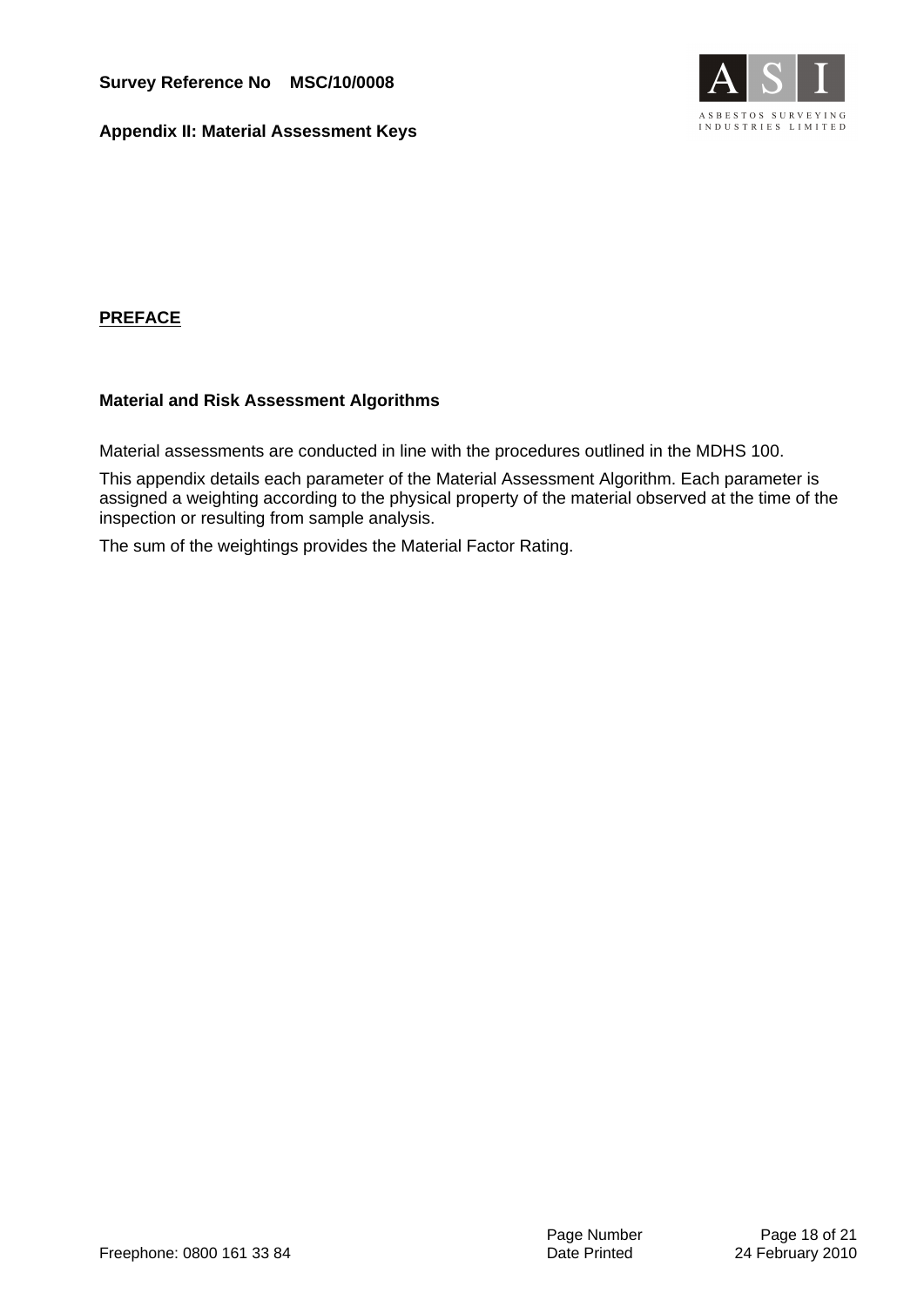**Survey Reference No MSC/10/0008**

**Appendix II: Material Assessment Keys**

## PREFACE

### Material and Risk Assessment Algorithms

Material assessments are conducted in line with the procedures outlined in the MDHS 100.

This appendix details each parameter of the Material Assessment Algorithm. Each parameter is assigned a weighting according to the physical property of the material observed at the time of the inspection or resulting from sample analysis.

The sum of the weightings provides the Material Factor Rating.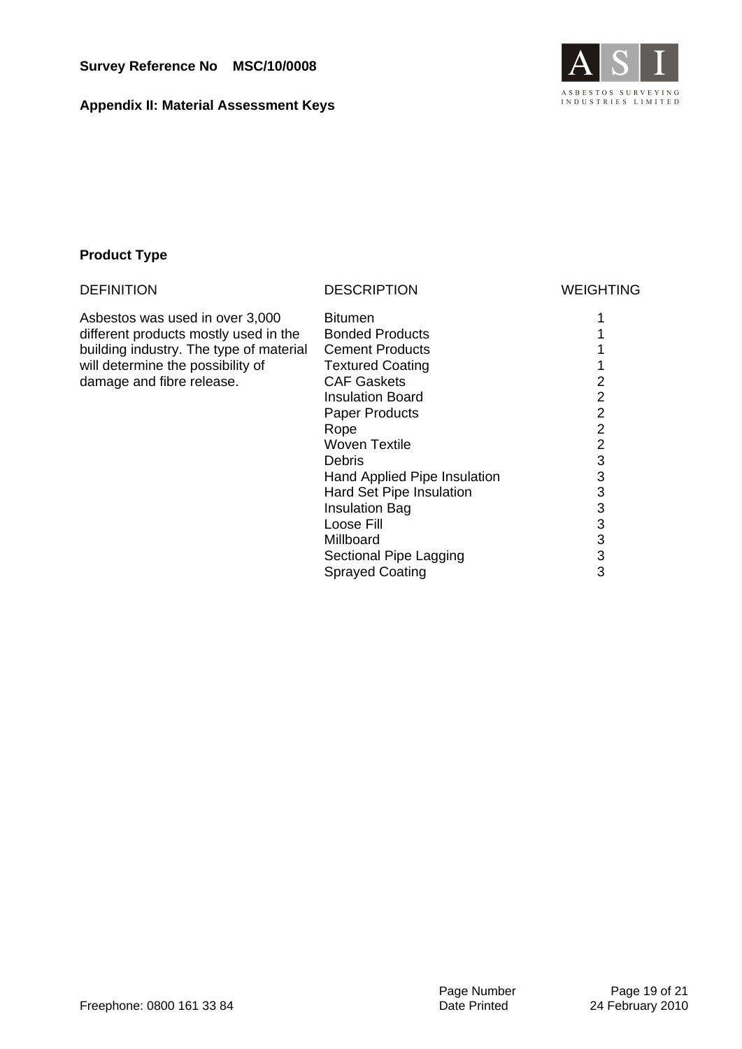**Survey Reference No MSC/10/0008**

**Appendix II: Material Assessment Keys**

**Product Type**

| DEFINITION | DESCRIPTION | WEIGHTING |
|---|---|---|
| Asbestos was used in over 3,000 different products mostly used in the building industry. The type of material will determine the possibility of damage and fibre release. | Bitumen | 1 |
| | Bonded Products | 1 |
| | Cement Products | 1 |
| | Textured Coating | 1 |
| | CAF Gaskets | 2 |
| | Insulation Board | 2 |
| | Paper Products | 2 |
| | Rope | 2 |
| | Woven Textile | 2 |
| | Debris | 3 |
| | Hand Applied Pipe Insulation | 3 |
| | Hard Set Pipe Insulation | 3 |
| | Insulation Bag | 3 |
| | Loose Fill | 3 |
| | Millboard | 3 |
| | Sectional Pipe Lagging | 3 |
| | Sprayed Coating | 3 |

Freephone: 0800 161 33 84

Date Printed 24 February 2010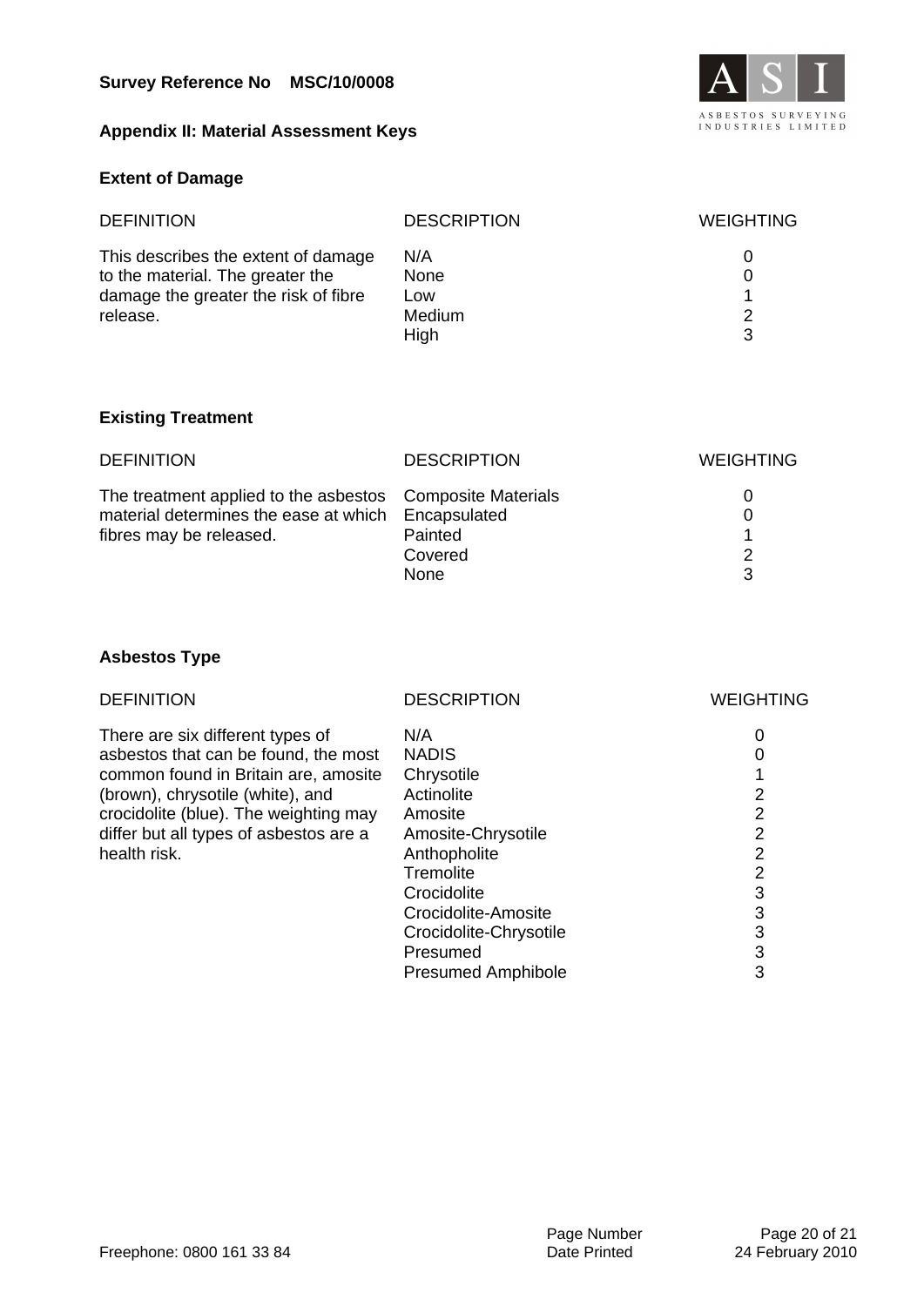**Survey Reference No MSC/10/0008**

## Appendix II: Material Assessment Keys

### Extent of Damage

| DEFINITION | DESCRIPTION | WEIGHTING |
|---|---|---|
| This describes the extent of damage to the material. The greater the damage the greater the risk of fibre release. | N/A | 0 |
| | None | 0 |
| | Low | 1 |
| | Medium | 2 |
| | High | 3 |

### Existing Treatment

| DEFINITION | DESCRIPTION | WEIGHTING |
|---|---|---|
| The treatment applied to the asbestos material determines the ease at which fibres may be released. | Composite Materials | 0 |
| | Encapsulated | 0 |
| | Painted | 1 |
| | Covered | 2 |
| | None | 3 |

### Asbestos Type

| DEFINITION | DESCRIPTION | WEIGHTING |
|---|---|---|
| There are six different types of asbestos that can be found, the most common found in Britain are, amosite (brown), chrysotile (white), and crocidolite (blue). The weighting may differ but all types of asbestos are a health risk. | N/A | 0 |
| | NADIS | 0 |
| | Chrysotile | 1 |
| | Actinolite | 2 |
| | Amosite | 2 |
| | Amosite-Chrysotile | 2 |
| | Anthopholite | 2 |
| | Tremolite | 2 |
| | Crocidolite | 3 |
| | Crocidolite-Amosite | 3 |
| | Crocidolite-Chrysotile | 3 |
| | Presumed | 3 |
| | Presumed Amphibole | 3 |

Freephone: 0800 161 33 84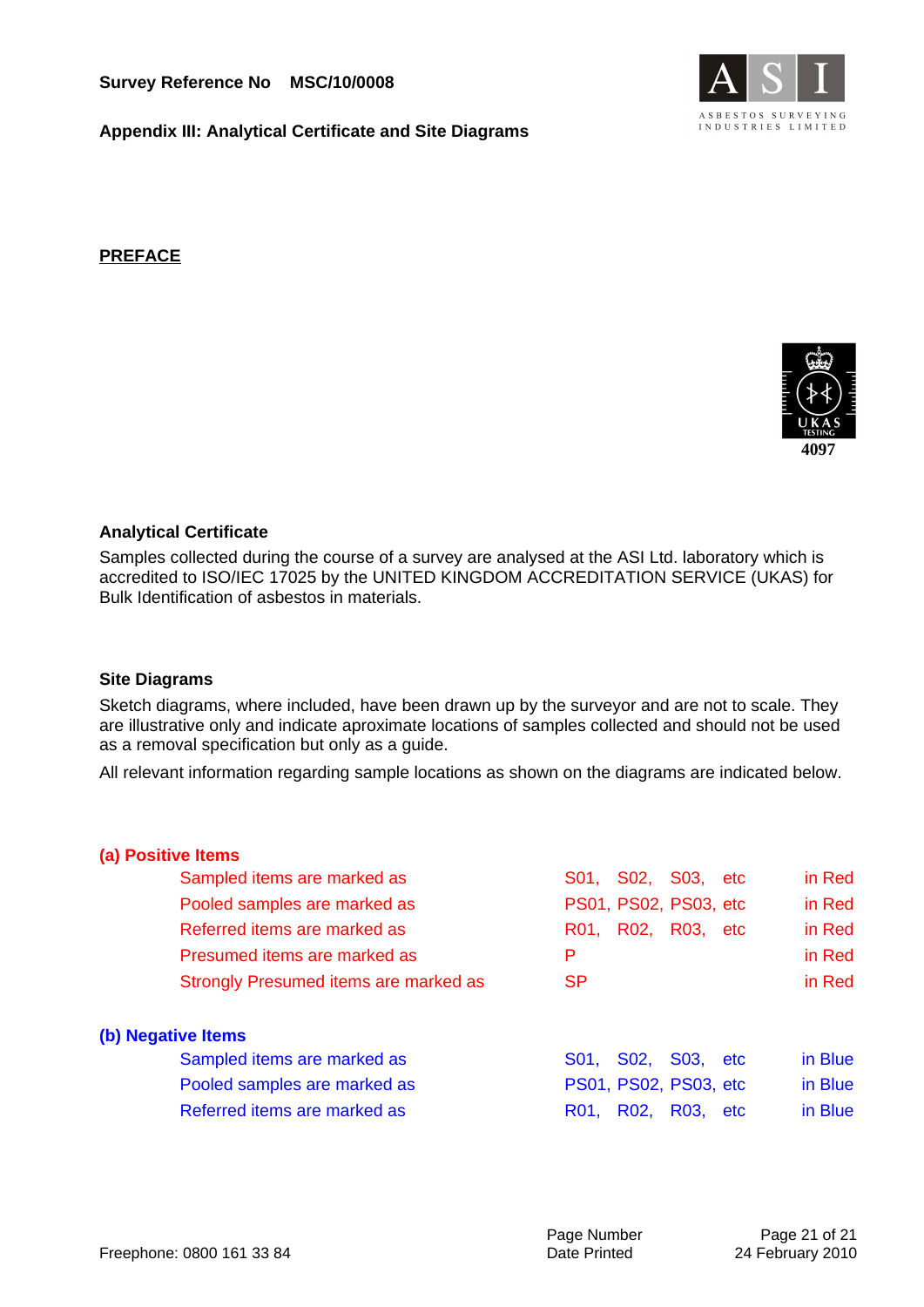Survey Reference No MSC/10/0008

**Appendix III: Analytical Certificate and Site Diagrams**

ASBESTOS SURVEYING INDUSTRIES LIMITED

## PREFACE

UKAS TESTING 4097

### Analytical Certificate

Samples collected during the course of a survey are analysed at the ASI Ltd. laboratory which is accredited to ISO/IEC 17025 by the UNITED KINGDOM ACCREDITATION SERVICE (UKAS) for Bulk Identification of asbestos in materials.

### Site Diagrams

Sketch diagrams, where included, have been drawn up by the surveyor and are not to scale. They are illustrative only and indicate aproximate locations of samples collected and should not be used as a removal specification but only as a guide.

All relevant information regarding sample locations as shown on the diagrams are indicated below.

**(a) Positive Items**

| | | |
|---|---|---|
| Sampled items are marked as | S01, S02, S03, etc | in Red |
| Pooled samples are marked as | PS01, PS02, PS03, etc | in Red |
| Referred items are marked as | R01, R02, R03, etc | in Red |
| Presumed items are marked as | P | in Red |
| Strongly Presumed items are marked as | SP | in Red |

**(b) Negative Items**

| | | |
|---|---|---|
| Sampled items are marked as | S01, S02, S03, etc | in Blue |
| Pooled samples are marked as | PS01, PS02, PS03, etc | in Blue |
| Referred items are marked as | R01, R02, R03, etc | in Blue |

Freephone: 0800 161 33 84

Date Printed 24 February 2010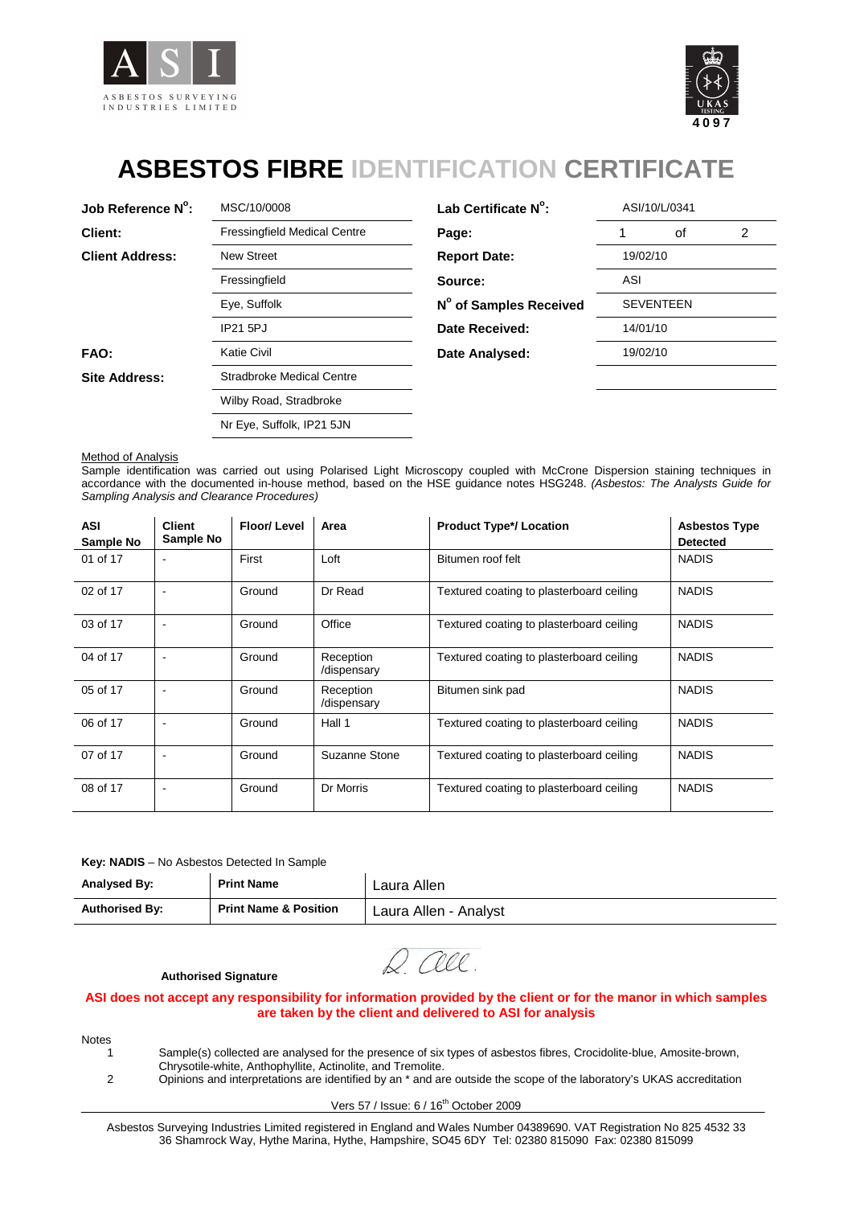ASI
ASBESTOS SURVEYING INDUSTRIES LIMITED

UKAS TESTING 4097

# ASBESTOS FIBRE IDENTIFICATION CERTIFICATE

| | | | |
|---|---|---|---|
| **Job Reference N°:** | MSC/10/0008 | **Lab Certificate N°:** | ASI/10/L/0341 |
| **Client:** | Fressingfield Medical Centre | **Page:** | 1 of 2 |
| **Client Address:** | New Street | **Report Date:** | 19/02/10 |
| | Fressingfield | **Source:** | ASI |
| | Eye, Suffolk | **N° of Samples Received** | SEVENTEEN |
| | IP21 5PJ | **Date Received:** | 14/01/10 |
| **FAO:** | Katie Civil | **Date Analysed:** | 19/02/10 |
| **Site Address:** | Stradbroke Medical Centre | | |
| | Wilby Road, Stradbroke | | |
| | Nr Eye, Suffolk, IP21 5JN | | |

Method of Analysis

Sample identification was carried out using Polarised Light Microscopy coupled with McCrone Dispersion staining techniques in accordance with the documented in-house method, based on the HSE guidance notes HSG248. *(Asbestos: The Analysts Guide for Sampling Analysis and Clearance Procedures)*

| ASI Sample No | Client Sample No | Floor/ Level | Area | Product Type*/ Location | Asbestos Type Detected |
|---|---|---|---|---|---|
| 01 of 17 | - | First | Loft | Bitumen roof felt | NADIS |
| 02 of 17 | - | Ground | Dr Read | Textured coating to plasterboard ceiling | NADIS |
| 03 of 17 | - | Ground | Office | Textured coating to plasterboard ceiling | NADIS |
| 04 of 17 | - | Ground | Reception /dispensary | Textured coating to plasterboard ceiling | NADIS |
| 05 of 17 | - | Ground | Reception /dispensary | Bitumen sink pad | NADIS |
| 06 of 17 | - | Ground | Hall 1 | Textured coating to plasterboard ceiling | NADIS |
| 07 of 17 | - | Ground | Suzanne Stone | Textured coating to plasterboard ceiling | NADIS |
| 08 of 17 | - | Ground | Dr Morris | Textured coating to plasterboard ceiling | NADIS |

**Key: NADIS** – No Asbestos Detected In Sample

| | | |
|---|---|---|
| **Analysed By:** | **Print Name** | Laura Allen |
| **Authorised By:** | **Print Name & Position** | Laura Allen - Analyst |

**Authorised Signature**

**ASI does not accept any responsibility for information provided by the client or for the manor in which samples are taken by the client and delivered to ASI for analysis**

Notes

1. Sample(s) collected are analysed for the presence of six types of asbestos fibres, Crocidolite-blue, Amosite-brown, Chrysotile-white, Anthophyllite, Actinolite, and Tremolite.
2. Opinions and interpretations are identified by an * and are outside the scope of the laboratory's UKAS accreditation

Vers 57 / Issue: 6 / 16th October 2009

Asbestos Surveying Industries Limited registered in England and Wales Number 04389690. VAT Registration No 825 4532 33
36 Shamrock Way, Hythe Marina, Hythe, Hampshire, SO45 6DY Tel: 02380 815090 Fax: 02380 815099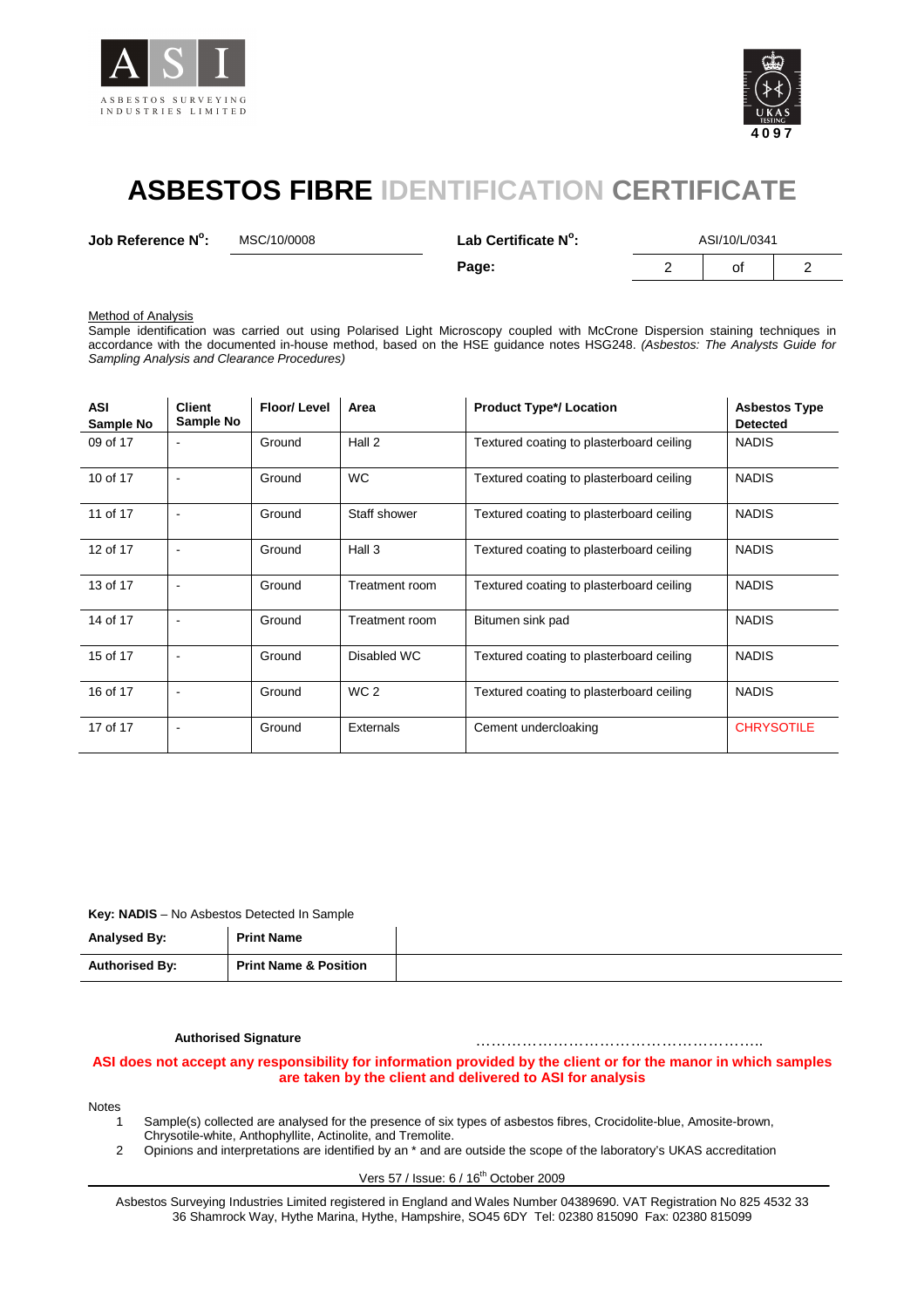# ASBESTOS FIBRE IDENTIFICATION CERTIFICATE

| **Job Reference N°:** | MSC/10/0008 | **Lab Certificate N°:** | ASI/10/L/0341 | | |
|---|---|---|---|---|---|
| | | **Page:** | 2 | of | 2 |

Method of Analysis
Sample identification was carried out using Polarised Light Microscopy coupled with McCrone Dispersion staining techniques in accordance with the documented in-house method, based on the HSE guidance notes HSG248. *(Asbestos: The Analysts Guide for Sampling Analysis and Clearance Procedures)*

| ASI Sample No | Client Sample No | Floor/ Level | Area | Product Type*/ Location | Asbestos Type Detected |
|---|---|---|---|---|---|
| 09 of 17 | - | Ground | Hall 2 | Textured coating to plasterboard ceiling | NADIS |
| 10 of 17 | - | Ground | WC | Textured coating to plasterboard ceiling | NADIS |
| 11 of 17 | - | Ground | Staff shower | Textured coating to plasterboard ceiling | NADIS |
| 12 of 17 | - | Ground | Hall 3 | Textured coating to plasterboard ceiling | NADIS |
| 13 of 17 | - | Ground | Treatment room | Textured coating to plasterboard ceiling | NADIS |
| 14 of 17 | - | Ground | Treatment room | Bitumen sink pad | NADIS |
| 15 of 17 | - | Ground | Disabled WC | Textured coating to plasterboard ceiling | NADIS |
| 16 of 17 | - | Ground | WC 2 | Textured coating to plasterboard ceiling | NADIS |
| 17 of 17 | - | Ground | Externals | Cement undercloaking | CHRYSOTILE |

**Key: NADIS** – No Asbestos Detected In Sample

| **Analysed By:** | **Print Name** | |
|---|---|---|
| **Authorised By:** | **Print Name & Position** | |

**Authorised Signature** ………………………………………………….

**ASI does not accept any responsibility for information provided by the client or for the manor in which samples are taken by the client and delivered to ASI for analysis**

Notes
1. Sample(s) collected are analysed for the presence of six types of asbestos fibres, Crocidolite-blue, Amosite-brown, Chrysotile-white, Anthophyllite, Actinolite, and Tremolite.
2. Opinions and interpretations are identified by an * and are outside the scope of the laboratory's UKAS accreditation

Vers 57 / Issue: 6 / 16th October 2009

Asbestos Surveying Industries Limited registered in England and Wales Number 04389690. VAT Registration No 825 4532 33
36 Shamrock Way, Hythe Marina, Hythe, Hampshire, SO45 6DY Tel: 02380 815090 Fax: 02380 815099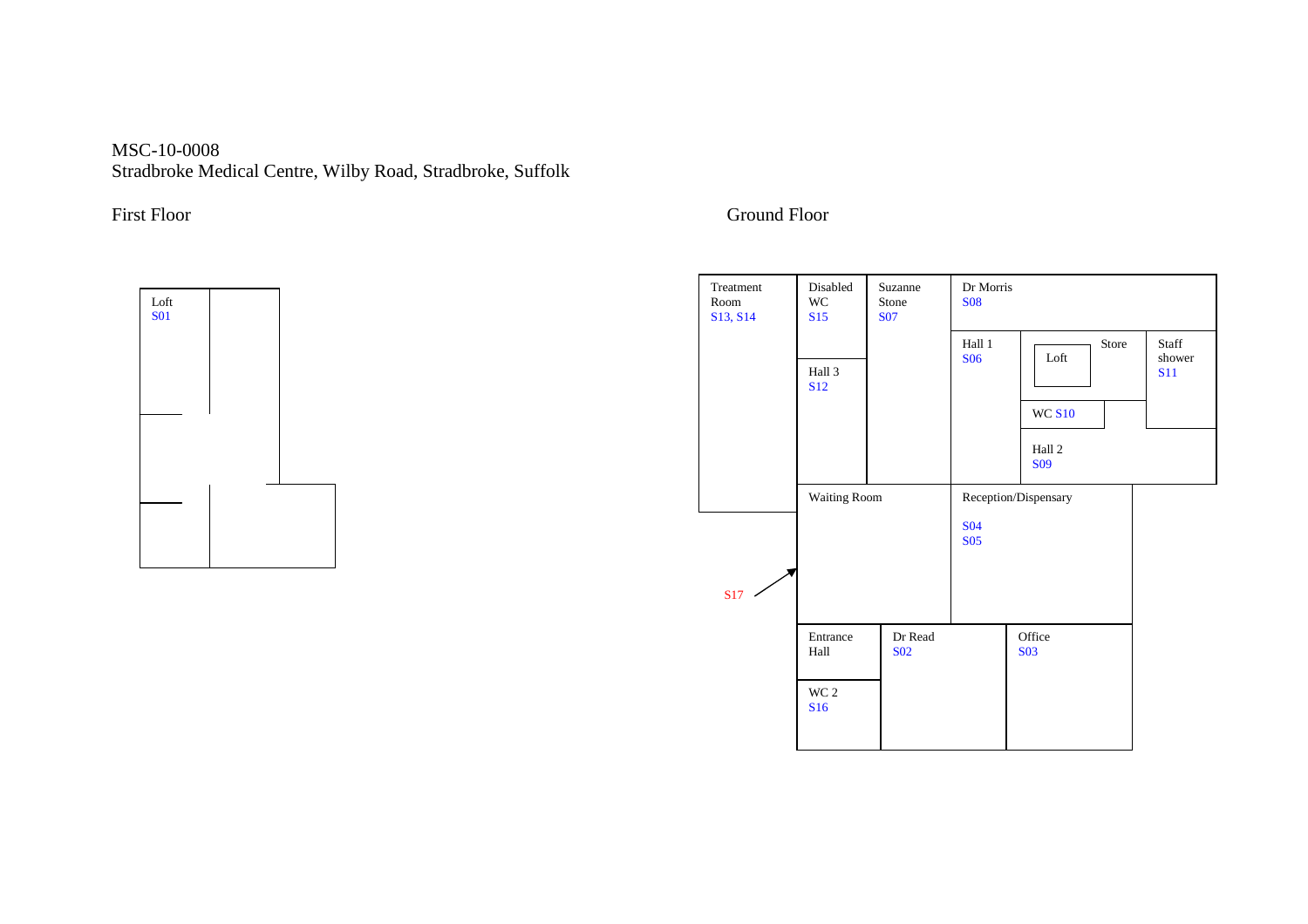MSC-10-0008
Stradbroke Medical Centre, Wilby Road, Stradbroke, Suffolk

First Floor

Loft
S01

Ground Floor

Treatment Room
S13, S14

Disabled WC
S15

Suzanne Stone
S07

Dr Morris
S08

Hall 3
S12

Hall 1
S06

Loft

Store

Staff shower
S11

WC S10

Hall 2
S09

Waiting Room

Reception/Dispensary

S04
S05

S17

Entrance Hall

Dr Read
S02

Office
S03

WC 2
S16